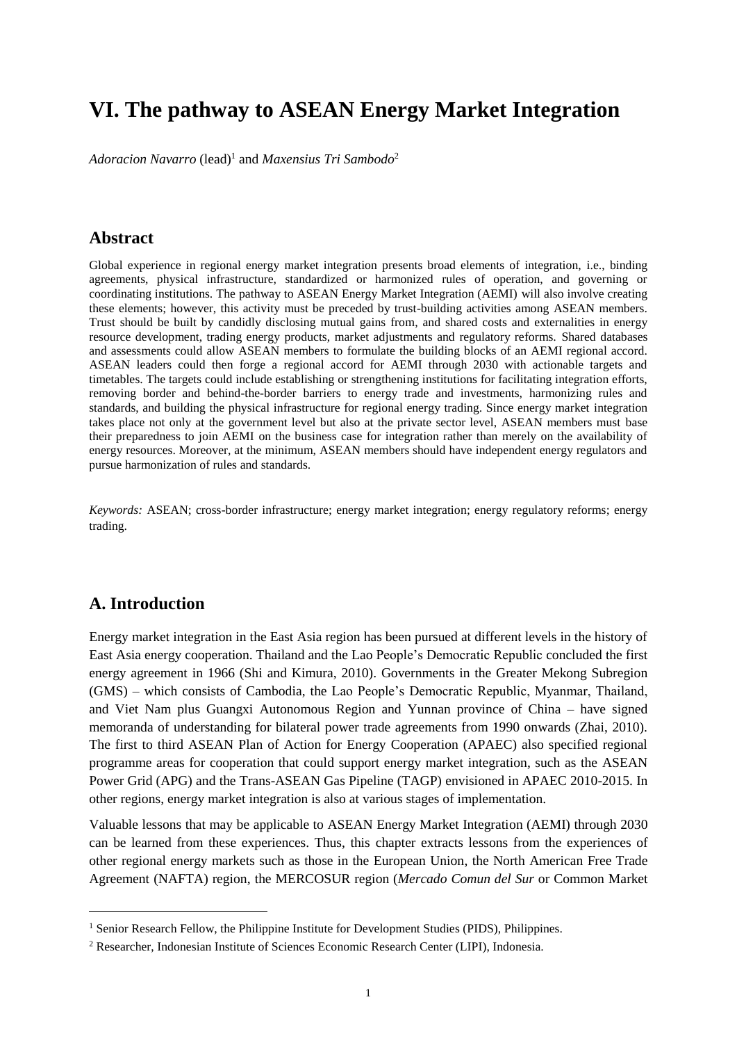# VI. The pathway to ASEAN Energy Market Integration

*Adoracion Navarro* (lead)[1] and *Maxensius Tri Sambodo*[2]

## Abstract

Global experience in regional energy market integration presents broad elements of integration, i.e., binding agreements, physical infrastructure, standardized or harmonized rules of operation, and governing or coordinating institutions. The pathway to ASEAN Energy Market Integration (AEMI) will also involve creating these elements; however, this activity must be preceded by trust-building activities among ASEAN members. Trust should be built by candidly disclosing mutual gains from, and shared costs and externalities in energy resource development, trading energy products, market adjustments and regulatory reforms. Shared databases and assessments could allow ASEAN members to formulate the building blocks of an AEMI regional accord. ASEAN leaders could then forge a regional accord for AEMI through 2030 with actionable targets and timetables. The targets could include establishing or strengthening institutions for facilitating integration efforts, removing border and behind-the-border barriers to energy trade and investments, harmonizing rules and standards, and building the physical infrastructure for regional energy trading. Since energy market integration takes place not only at the government level but also at the private sector level, ASEAN members must base their preparedness to join AEMI on the business case for integration rather than merely on the availability of energy resources. Moreover, at the minimum, ASEAN members should have independent energy regulators and pursue harmonization of rules and standards.

*Keywords:* ASEAN; cross-border infrastructure; energy market integration; energy regulatory reforms; energy trading.

## A. Introduction

Energy market integration in the East Asia region has been pursued at different levels in the history of East Asia energy cooperation. Thailand and the Lao People's Democratic Republic concluded the first energy agreement in 1966 (Shi and Kimura, 2010). Governments in the Greater Mekong Subregion (GMS) – which consists of Cambodia, the Lao People's Democratic Republic, Myanmar, Thailand, and Viet Nam plus Guangxi Autonomous Region and Yunnan province of China – have signed memoranda of understanding for bilateral power trade agreements from 1990 onwards (Zhai, 2010). The first to third ASEAN Plan of Action for Energy Cooperation (APAEC) also specified regional programme areas for cooperation that could support energy market integration, such as the ASEAN Power Grid (APG) and the Trans-ASEAN Gas Pipeline (TAGP) envisioned in APAEC 2010-2015. In other regions, energy market integration is also at various stages of implementation.

Valuable lessons that may be applicable to ASEAN Energy Market Integration (AEMI) through 2030 can be learned from these experiences. Thus, this chapter extracts lessons from the experiences of other regional energy markets such as those in the European Union, the North American Free Trade Agreement (NAFTA) region, the MERCOSUR region (*Mercado Comun del Sur* or Common Market

[1] Senior Research Fellow, the Philippine Institute for Development Studies (PIDS), Philippines.

[2] Researcher, Indonesian Institute of Sciences Economic Research Center (LIPI), Indonesia.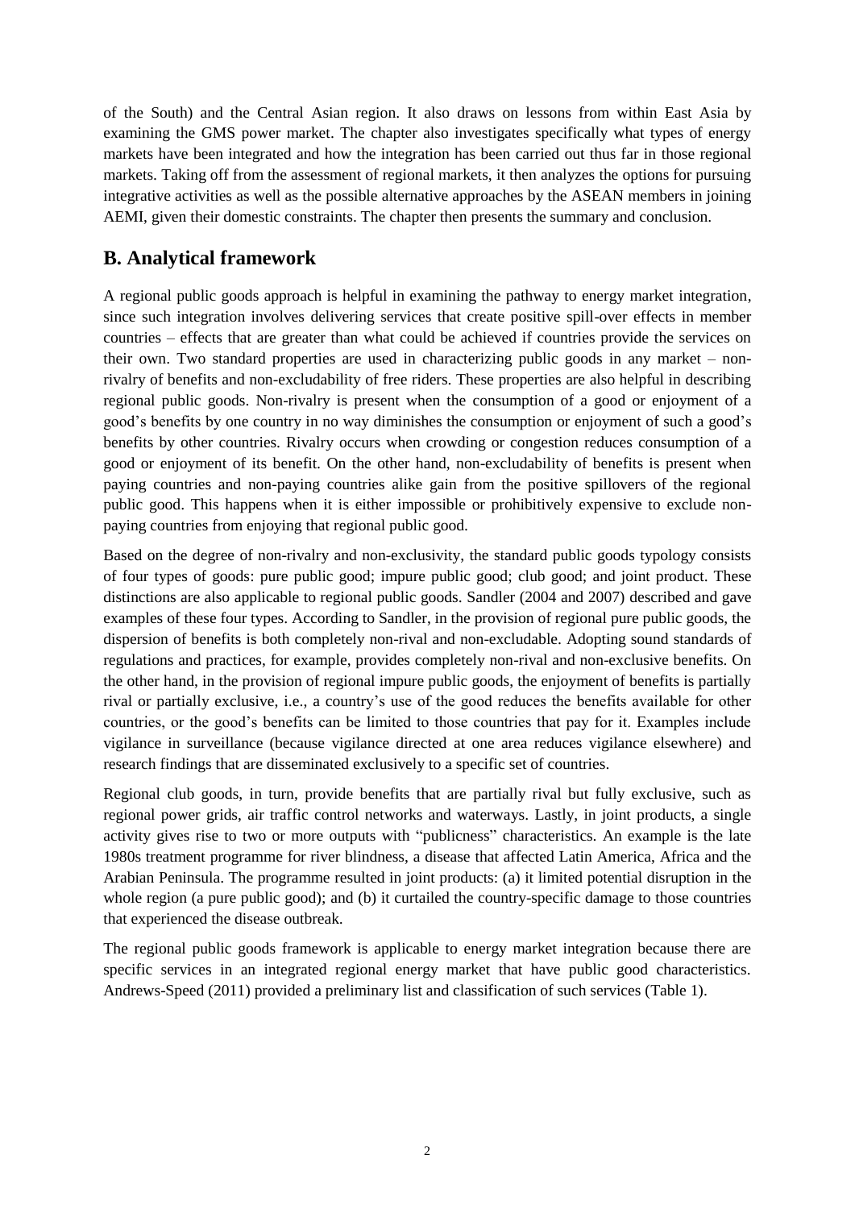of the South) and the Central Asian region. It also draws on lessons from within East Asia by examining the GMS power market. The chapter also investigates specifically what types of energy markets have been integrated and how the integration has been carried out thus far in those regional markets. Taking off from the assessment of regional markets, it then analyzes the options for pursuing integrative activities as well as the possible alternative approaches by the ASEAN members in joining AEMI, given their domestic constraints. The chapter then presents the summary and conclusion.

## B. Analytical framework

A regional public goods approach is helpful in examining the pathway to energy market integration, since such integration involves delivering services that create positive spill-over effects in member countries – effects that are greater than what could be achieved if countries provide the services on their own. Two standard properties are used in characterizing public goods in any market – non-rivalry of benefits and non-excludability of free riders. These properties are also helpful in describing regional public goods. Non-rivalry is present when the consumption of a good or enjoyment of a good's benefits by one country in no way diminishes the consumption or enjoyment of such a good's benefits by other countries. Rivalry occurs when crowding or congestion reduces consumption of a good or enjoyment of its benefit. On the other hand, non-excludability of benefits is present when paying countries and non-paying countries alike gain from the positive spillovers of the regional public good. This happens when it is either impossible or prohibitively expensive to exclude non-paying countries from enjoying that regional public good.

Based on the degree of non-rivalry and non-exclusivity, the standard public goods typology consists of four types of goods: pure public good; impure public good; club good; and joint product. These distinctions are also applicable to regional public goods. Sandler (2004 and 2007) described and gave examples of these four types. According to Sandler, in the provision of regional pure public goods, the dispersion of benefits is both completely non-rival and non-excludable. Adopting sound standards of regulations and practices, for example, provides completely non-rival and non-exclusive benefits. On the other hand, in the provision of regional impure public goods, the enjoyment of benefits is partially rival or partially exclusive, i.e., a country's use of the good reduces the benefits available for other countries, or the good's benefits can be limited to those countries that pay for it. Examples include vigilance in surveillance (because vigilance directed at one area reduces vigilance elsewhere) and research findings that are disseminated exclusively to a specific set of countries.

Regional club goods, in turn, provide benefits that are partially rival but fully exclusive, such as regional power grids, air traffic control networks and waterways. Lastly, in joint products, a single activity gives rise to two or more outputs with "publicness" characteristics. An example is the late 1980s treatment programme for river blindness, a disease that affected Latin America, Africa and the Arabian Peninsula. The programme resulted in joint products: (a) it limited potential disruption in the whole region (a pure public good); and (b) it curtailed the country-specific damage to those countries that experienced the disease outbreak.

The regional public goods framework is applicable to energy market integration because there are specific services in an integrated regional energy market that have public good characteristics. Andrews-Speed (2011) provided a preliminary list and classification of such services (Table 1).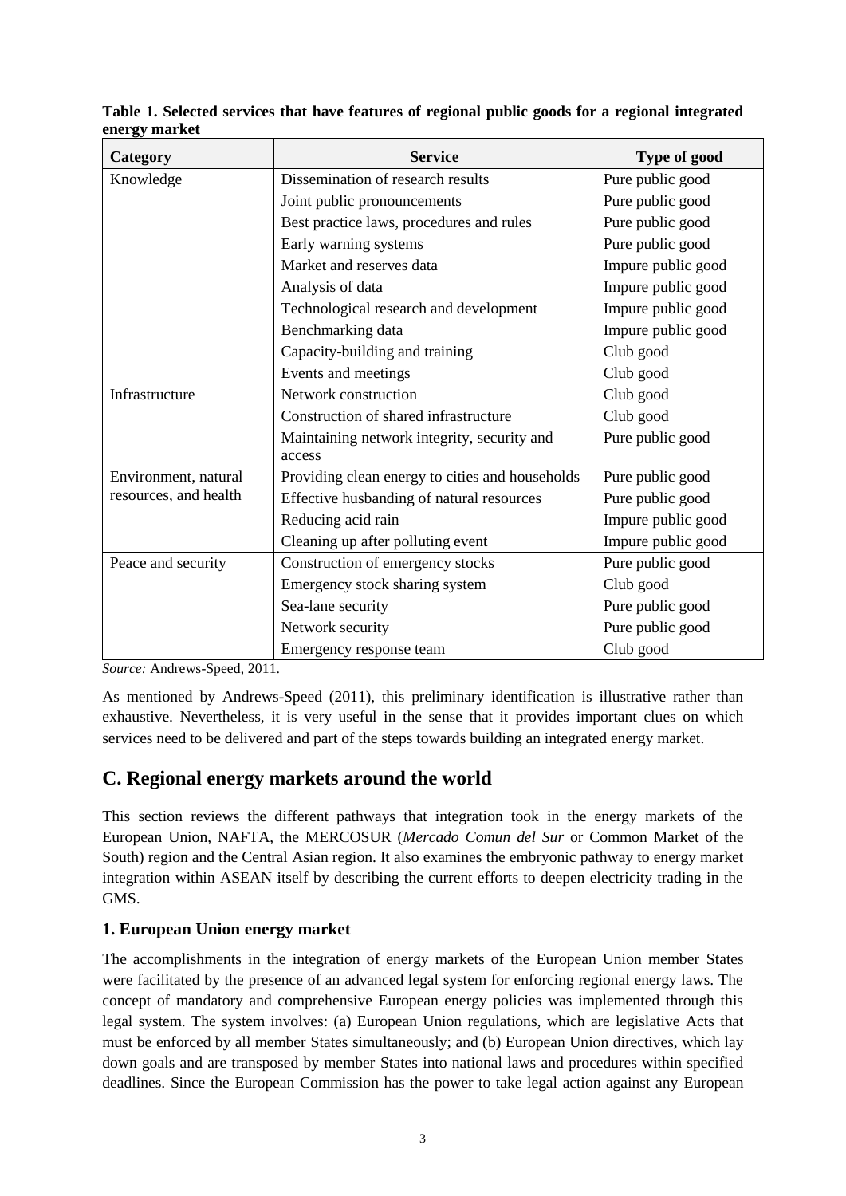**Table 1. Selected services that have features of regional public goods for a regional integrated energy market**

| Category | Service | Type of good |
|---|---|---|
| Knowledge | Dissemination of research results | Pure public good |
| | Joint public pronouncements | Pure public good |
| | Best practice laws, procedures and rules | Pure public good |
| | Early warning systems | Pure public good |
| | Market and reserves data | Impure public good |
| | Analysis of data | Impure public good |
| | Technological research and development | Impure public good |
| | Benchmarking data | Impure public good |
| | Capacity-building and training | Club good |
| | Events and meetings | Club good |
| Infrastructure | Network construction | Club good |
| | Construction of shared infrastructure | Club good |
| | Maintaining network integrity, security and access | Pure public good |
| Environment, natural resources, and health | Providing clean energy to cities and households | Pure public good |
| | Effective husbanding of natural resources | Pure public good |
| | Reducing acid rain | Impure public good |
| | Cleaning up after polluting event | Impure public good |
| Peace and security | Construction of emergency stocks | Pure public good |
| | Emergency stock sharing system | Club good |
| | Sea-lane security | Pure public good |
| | Network security | Pure public good |
| | Emergency response team | Club good |

*Source:* Andrews-Speed, 2011.

As mentioned by Andrews-Speed (2011), this preliminary identification is illustrative rather than exhaustive. Nevertheless, it is very useful in the sense that it provides important clues on which services need to be delivered and part of the steps towards building an integrated energy market.

## C. Regional energy markets around the world

This section reviews the different pathways that integration took in the energy markets of the European Union, NAFTA, the MERCOSUR (*Mercado Comun del Sur* or Common Market of the South) region and the Central Asian region. It also examines the embryonic pathway to energy market integration within ASEAN itself by describing the current efforts to deepen electricity trading in the GMS.

### 1. European Union energy market

The accomplishments in the integration of energy markets of the European Union member States were facilitated by the presence of an advanced legal system for enforcing regional energy laws. The concept of mandatory and comprehensive European energy policies was implemented through this legal system. The system involves: (a) European Union regulations, which are legislative Acts that must be enforced by all member States simultaneously; and (b) European Union directives, which lay down goals and are transposed by member States into national laws and procedures within specified deadlines. Since the European Commission has the power to take legal action against any European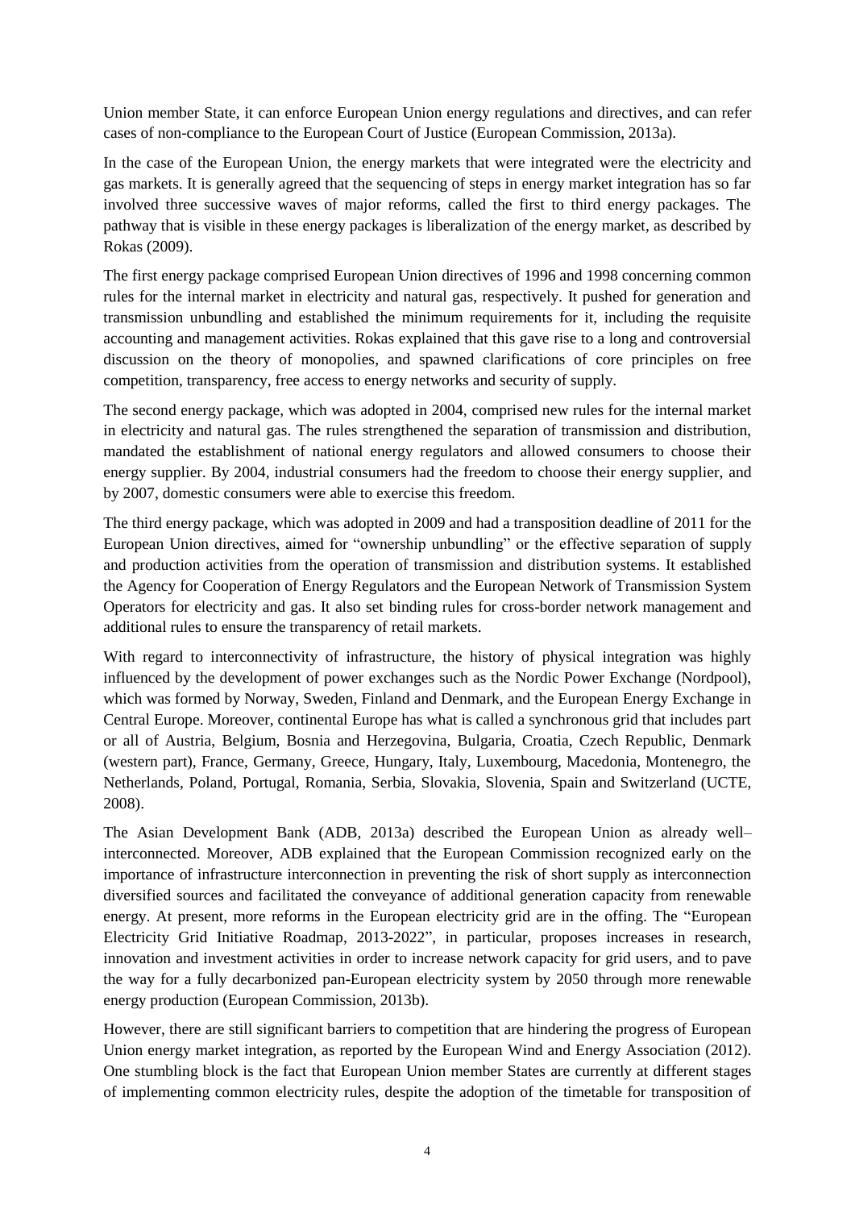Union member State, it can enforce European Union energy regulations and directives, and can refer cases of non-compliance to the European Court of Justice (European Commission, 2013a).

In the case of the European Union, the energy markets that were integrated were the electricity and gas markets. It is generally agreed that the sequencing of steps in energy market integration has so far involved three successive waves of major reforms, called the first to third energy packages. The pathway that is visible in these energy packages is liberalization of the energy market, as described by Rokas (2009).

The first energy package comprised European Union directives of 1996 and 1998 concerning common rules for the internal market in electricity and natural gas, respectively. It pushed for generation and transmission unbundling and established the minimum requirements for it, including the requisite accounting and management activities. Rokas explained that this gave rise to a long and controversial discussion on the theory of monopolies, and spawned clarifications of core principles on free competition, transparency, free access to energy networks and security of supply.

The second energy package, which was adopted in 2004, comprised new rules for the internal market in electricity and natural gas. The rules strengthened the separation of transmission and distribution, mandated the establishment of national energy regulators and allowed consumers to choose their energy supplier. By 2004, industrial consumers had the freedom to choose their energy supplier, and by 2007, domestic consumers were able to exercise this freedom.

The third energy package, which was adopted in 2009 and had a transposition deadline of 2011 for the European Union directives, aimed for "ownership unbundling" or the effective separation of supply and production activities from the operation of transmission and distribution systems. It established the Agency for Cooperation of Energy Regulators and the European Network of Transmission System Operators for electricity and gas. It also set binding rules for cross-border network management and additional rules to ensure the transparency of retail markets.

With regard to interconnectivity of infrastructure, the history of physical integration was highly influenced by the development of power exchanges such as the Nordic Power Exchange (Nordpool), which was formed by Norway, Sweden, Finland and Denmark, and the European Energy Exchange in Central Europe. Moreover, continental Europe has what is called a synchronous grid that includes part or all of Austria, Belgium, Bosnia and Herzegovina, Bulgaria, Croatia, Czech Republic, Denmark (western part), France, Germany, Greece, Hungary, Italy, Luxembourg, Macedonia, Montenegro, the Netherlands, Poland, Portugal, Romania, Serbia, Slovakia, Slovenia, Spain and Switzerland (UCTE, 2008).

The Asian Development Bank (ADB, 2013a) described the European Union as already well–interconnected. Moreover, ADB explained that the European Commission recognized early on the importance of infrastructure interconnection in preventing the risk of short supply as interconnection diversified sources and facilitated the conveyance of additional generation capacity from renewable energy. At present, more reforms in the European electricity grid are in the offing. The "European Electricity Grid Initiative Roadmap, 2013-2022", in particular, proposes increases in research, innovation and investment activities in order to increase network capacity for grid users, and to pave the way for a fully decarbonized pan-European electricity system by 2050 through more renewable energy production (European Commission, 2013b).

However, there are still significant barriers to competition that are hindering the progress of European Union energy market integration, as reported by the European Wind and Energy Association (2012). One stumbling block is the fact that European Union member States are currently at different stages of implementing common electricity rules, despite the adoption of the timetable for transposition of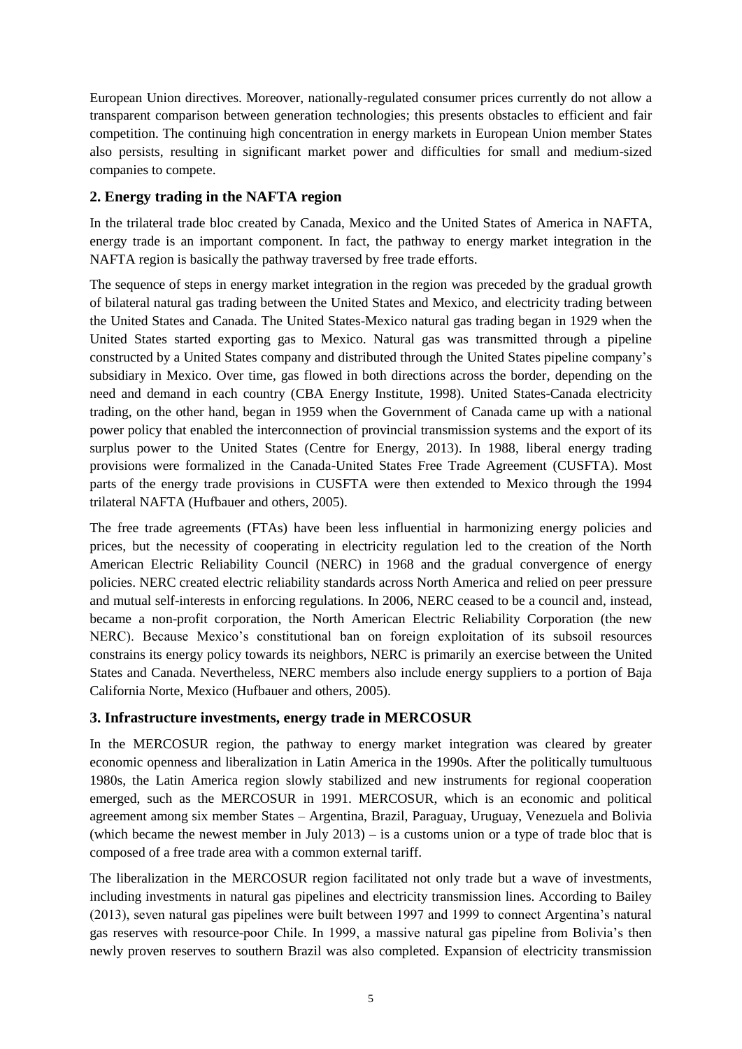European Union directives. Moreover, nationally-regulated consumer prices currently do not allow a transparent comparison between generation technologies; this presents obstacles to efficient and fair competition. The continuing high concentration in energy markets in European Union member States also persists, resulting in significant market power and difficulties for small and medium-sized companies to compete.

## 2. Energy trading in the NAFTA region

In the trilateral trade bloc created by Canada, Mexico and the United States of America in NAFTA, energy trade is an important component. In fact, the pathway to energy market integration in the NAFTA region is basically the pathway traversed by free trade efforts.

The sequence of steps in energy market integration in the region was preceded by the gradual growth of bilateral natural gas trading between the United States and Mexico, and electricity trading between the United States and Canada. The United States-Mexico natural gas trading began in 1929 when the United States started exporting gas to Mexico. Natural gas was transmitted through a pipeline constructed by a United States company and distributed through the United States pipeline company's subsidiary in Mexico. Over time, gas flowed in both directions across the border, depending on the need and demand in each country (CBA Energy Institute, 1998). United States-Canada electricity trading, on the other hand, began in 1959 when the Government of Canada came up with a national power policy that enabled the interconnection of provincial transmission systems and the export of its surplus power to the United States (Centre for Energy, 2013). In 1988, liberal energy trading provisions were formalized in the Canada-United States Free Trade Agreement (CUSFTA). Most parts of the energy trade provisions in CUSFTA were then extended to Mexico through the 1994 trilateral NAFTA (Hufbauer and others, 2005).

The free trade agreements (FTAs) have been less influential in harmonizing energy policies and prices, but the necessity of cooperating in electricity regulation led to the creation of the North American Electric Reliability Council (NERC) in 1968 and the gradual convergence of energy policies. NERC created electric reliability standards across North America and relied on peer pressure and mutual self-interests in enforcing regulations. In 2006, NERC ceased to be a council and, instead, became a non-profit corporation, the North American Electric Reliability Corporation (the new NERC). Because Mexico's constitutional ban on foreign exploitation of its subsoil resources constrains its energy policy towards its neighbors, NERC is primarily an exercise between the United States and Canada. Nevertheless, NERC members also include energy suppliers to a portion of Baja California Norte, Mexico (Hufbauer and others, 2005).

## 3. Infrastructure investments, energy trade in MERCOSUR

In the MERCOSUR region, the pathway to energy market integration was cleared by greater economic openness and liberalization in Latin America in the 1990s. After the politically tumultuous 1980s, the Latin America region slowly stabilized and new instruments for regional cooperation emerged, such as the MERCOSUR in 1991. MERCOSUR, which is an economic and political agreement among six member States – Argentina, Brazil, Paraguay, Uruguay, Venezuela and Bolivia (which became the newest member in July 2013) – is a customs union or a type of trade bloc that is composed of a free trade area with a common external tariff.

The liberalization in the MERCOSUR region facilitated not only trade but a wave of investments, including investments in natural gas pipelines and electricity transmission lines. According to Bailey (2013), seven natural gas pipelines were built between 1997 and 1999 to connect Argentina's natural gas reserves with resource-poor Chile. In 1999, a massive natural gas pipeline from Bolivia's then newly proven reserves to southern Brazil was also completed. Expansion of electricity transmission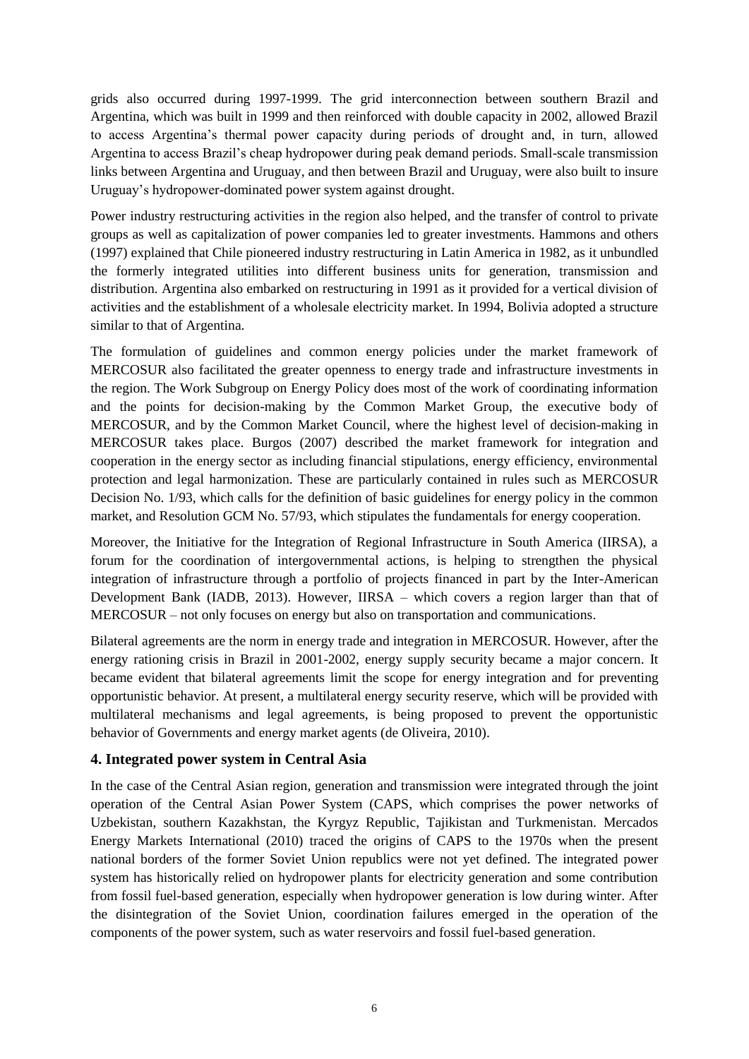grids also occurred during 1997-1999. The grid interconnection between southern Brazil and Argentina, which was built in 1999 and then reinforced with double capacity in 2002, allowed Brazil to access Argentina's thermal power capacity during periods of drought and, in turn, allowed Argentina to access Brazil's cheap hydropower during peak demand periods. Small-scale transmission links between Argentina and Uruguay, and then between Brazil and Uruguay, were also built to insure Uruguay's hydropower-dominated power system against drought.

Power industry restructuring activities in the region also helped, and the transfer of control to private groups as well as capitalization of power companies led to greater investments. Hammons and others (1997) explained that Chile pioneered industry restructuring in Latin America in 1982, as it unbundled the formerly integrated utilities into different business units for generation, transmission and distribution. Argentina also embarked on restructuring in 1991 as it provided for a vertical division of activities and the establishment of a wholesale electricity market. In 1994, Bolivia adopted a structure similar to that of Argentina.

The formulation of guidelines and common energy policies under the market framework of MERCOSUR also facilitated the greater openness to energy trade and infrastructure investments in the region. The Work Subgroup on Energy Policy does most of the work of coordinating information and the points for decision-making by the Common Market Group, the executive body of MERCOSUR, and by the Common Market Council, where the highest level of decision-making in MERCOSUR takes place. Burgos (2007) described the market framework for integration and cooperation in the energy sector as including financial stipulations, energy efficiency, environmental protection and legal harmonization. These are particularly contained in rules such as MERCOSUR Decision No. 1/93, which calls for the definition of basic guidelines for energy policy in the common market, and Resolution GCM No. 57/93, which stipulates the fundamentals for energy cooperation.

Moreover, the Initiative for the Integration of Regional Infrastructure in South America (IIRSA), a forum for the coordination of intergovernmental actions, is helping to strengthen the physical integration of infrastructure through a portfolio of projects financed in part by the Inter-American Development Bank (IADB, 2013). However, IIRSA – which covers a region larger than that of MERCOSUR – not only focuses on energy but also on transportation and communications.

Bilateral agreements are the norm in energy trade and integration in MERCOSUR. However, after the energy rationing crisis in Brazil in 2001-2002, energy supply security became a major concern. It became evident that bilateral agreements limit the scope for energy integration and for preventing opportunistic behavior. At present, a multilateral energy security reserve, which will be provided with multilateral mechanisms and legal agreements, is being proposed to prevent the opportunistic behavior of Governments and energy market agents (de Oliveira, 2010).

## 4. Integrated power system in Central Asia

In the case of the Central Asian region, generation and transmission were integrated through the joint operation of the Central Asian Power System (CAPS, which comprises the power networks of Uzbekistan, southern Kazakhstan, the Kyrgyz Republic, Tajikistan and Turkmenistan. Mercados Energy Markets International (2010) traced the origins of CAPS to the 1970s when the present national borders of the former Soviet Union republics were not yet defined. The integrated power system has historically relied on hydropower plants for electricity generation and some contribution from fossil fuel-based generation, especially when hydropower generation is low during winter. After the disintegration of the Soviet Union, coordination failures emerged in the operation of the components of the power system, such as water reservoirs and fossil fuel-based generation.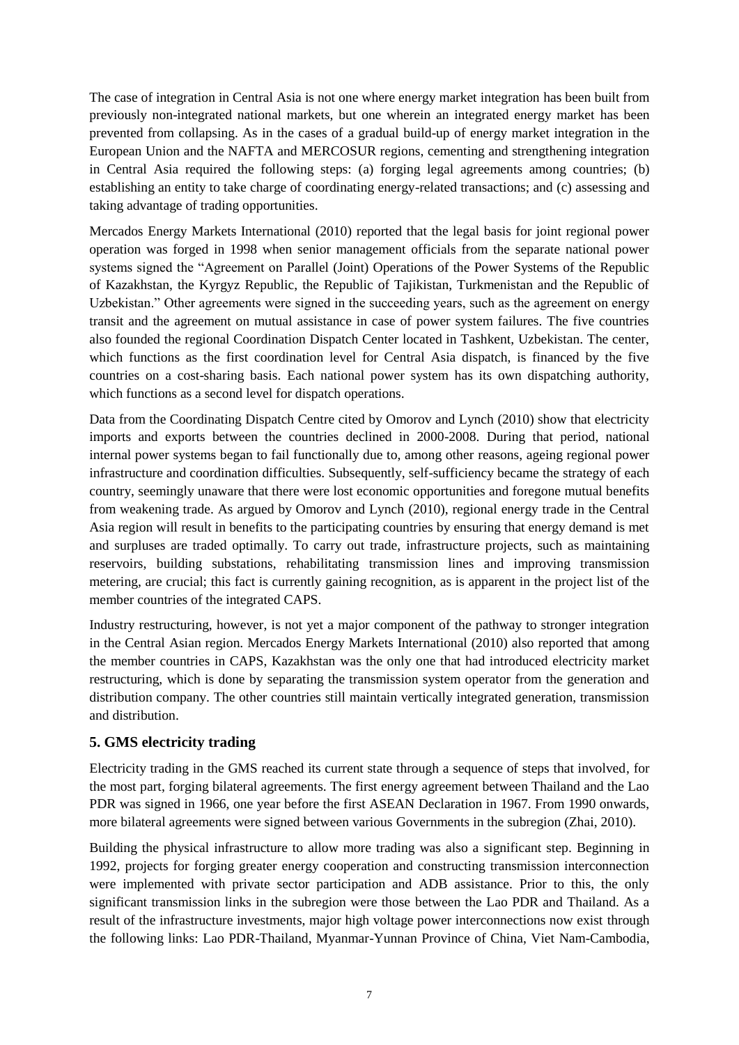The case of integration in Central Asia is not one where energy market integration has been built from previously non-integrated national markets, but one wherein an integrated energy market has been prevented from collapsing. As in the cases of a gradual build-up of energy market integration in the European Union and the NAFTA and MERCOSUR regions, cementing and strengthening integration in Central Asia required the following steps: (a) forging legal agreements among countries; (b) establishing an entity to take charge of coordinating energy-related transactions; and (c) assessing and taking advantage of trading opportunities.

Mercados Energy Markets International (2010) reported that the legal basis for joint regional power operation was forged in 1998 when senior management officials from the separate national power systems signed the "Agreement on Parallel (Joint) Operations of the Power Systems of the Republic of Kazakhstan, the Kyrgyz Republic, the Republic of Tajikistan, Turkmenistan and the Republic of Uzbekistan." Other agreements were signed in the succeeding years, such as the agreement on energy transit and the agreement on mutual assistance in case of power system failures. The five countries also founded the regional Coordination Dispatch Center located in Tashkent, Uzbekistan. The center, which functions as the first coordination level for Central Asia dispatch, is financed by the five countries on a cost-sharing basis. Each national power system has its own dispatching authority, which functions as a second level for dispatch operations.

Data from the Coordinating Dispatch Centre cited by Omorov and Lynch (2010) show that electricity imports and exports between the countries declined in 2000-2008. During that period, national internal power systems began to fail functionally due to, among other reasons, ageing regional power infrastructure and coordination difficulties. Subsequently, self-sufficiency became the strategy of each country, seemingly unaware that there were lost economic opportunities and foregone mutual benefits from weakening trade. As argued by Omorov and Lynch (2010), regional energy trade in the Central Asia region will result in benefits to the participating countries by ensuring that energy demand is met and surpluses are traded optimally. To carry out trade, infrastructure projects, such as maintaining reservoirs, building substations, rehabilitating transmission lines and improving transmission metering, are crucial; this fact is currently gaining recognition, as is apparent in the project list of the member countries of the integrated CAPS.

Industry restructuring, however, is not yet a major component of the pathway to stronger integration in the Central Asian region. Mercados Energy Markets International (2010) also reported that among the member countries in CAPS, Kazakhstan was the only one that had introduced electricity market restructuring, which is done by separating the transmission system operator from the generation and distribution company. The other countries still maintain vertically integrated generation, transmission and distribution.

## 5. GMS electricity trading

Electricity trading in the GMS reached its current state through a sequence of steps that involved, for the most part, forging bilateral agreements. The first energy agreement between Thailand and the Lao PDR was signed in 1966, one year before the first ASEAN Declaration in 1967. From 1990 onwards, more bilateral agreements were signed between various Governments in the subregion (Zhai, 2010).

Building the physical infrastructure to allow more trading was also a significant step. Beginning in 1992, projects for forging greater energy cooperation and constructing transmission interconnection were implemented with private sector participation and ADB assistance. Prior to this, the only significant transmission links in the subregion were those between the Lao PDR and Thailand. As a result of the infrastructure investments, major high voltage power interconnections now exist through the following links: Lao PDR-Thailand, Myanmar-Yunnan Province of China, Viet Nam-Cambodia,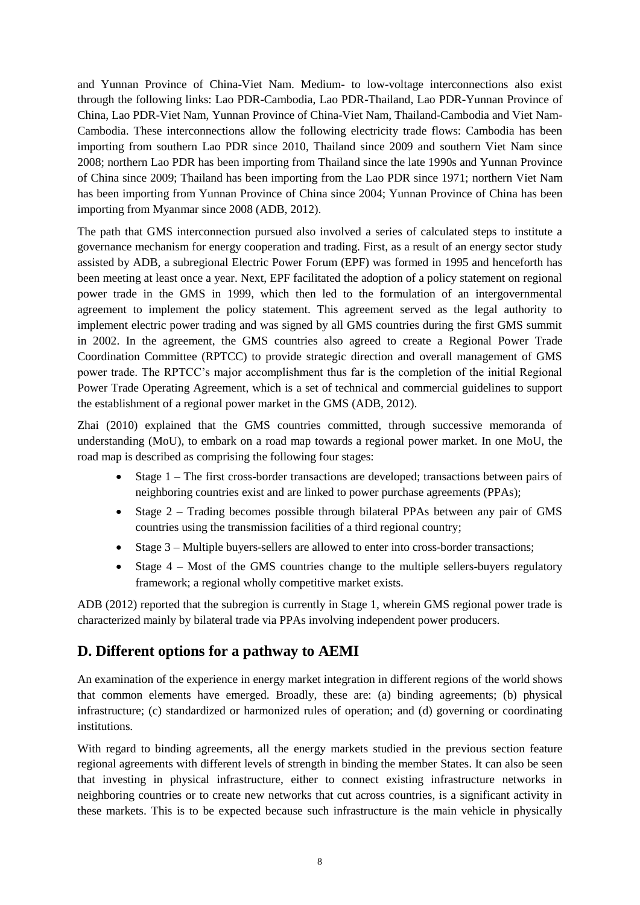and Yunnan Province of China-Viet Nam. Medium- to low-voltage interconnections also exist through the following links: Lao PDR-Cambodia, Lao PDR-Thailand, Lao PDR-Yunnan Province of China, Lao PDR-Viet Nam, Yunnan Province of China-Viet Nam, Thailand-Cambodia and Viet Nam-Cambodia. These interconnections allow the following electricity trade flows: Cambodia has been importing from southern Lao PDR since 2010, Thailand since 2009 and southern Viet Nam since 2008; northern Lao PDR has been importing from Thailand since the late 1990s and Yunnan Province of China since 2009; Thailand has been importing from the Lao PDR since 1971; northern Viet Nam has been importing from Yunnan Province of China since 2004; Yunnan Province of China has been importing from Myanmar since 2008 (ADB, 2012).

The path that GMS interconnection pursued also involved a series of calculated steps to institute a governance mechanism for energy cooperation and trading. First, as a result of an energy sector study assisted by ADB, a subregional Electric Power Forum (EPF) was formed in 1995 and henceforth has been meeting at least once a year. Next, EPF facilitated the adoption of a policy statement on regional power trade in the GMS in 1999, which then led to the formulation of an intergovernmental agreement to implement the policy statement. This agreement served as the legal authority to implement electric power trading and was signed by all GMS countries during the first GMS summit in 2002. In the agreement, the GMS countries also agreed to create a Regional Power Trade Coordination Committee (RPTCC) to provide strategic direction and overall management of GMS power trade. The RPTCC's major accomplishment thus far is the completion of the initial Regional Power Trade Operating Agreement, which is a set of technical and commercial guidelines to support the establishment of a regional power market in the GMS (ADB, 2012).

Zhai (2010) explained that the GMS countries committed, through successive memoranda of understanding (MoU), to embark on a road map towards a regional power market. In one MoU, the road map is described as comprising the following four stages:

- Stage 1 – The first cross-border transactions are developed; transactions between pairs of neighboring countries exist and are linked to power purchase agreements (PPAs);
- Stage 2 – Trading becomes possible through bilateral PPAs between any pair of GMS countries using the transmission facilities of a third regional country;
- Stage 3 – Multiple buyers-sellers are allowed to enter into cross-border transactions;
- Stage 4 – Most of the GMS countries change to the multiple sellers-buyers regulatory framework; a regional wholly competitive market exists.

ADB (2012) reported that the subregion is currently in Stage 1, wherein GMS regional power trade is characterized mainly by bilateral trade via PPAs involving independent power producers.

## D. Different options for a pathway to AEMI

An examination of the experience in energy market integration in different regions of the world shows that common elements have emerged. Broadly, these are: (a) binding agreements; (b) physical infrastructure; (c) standardized or harmonized rules of operation; and (d) governing or coordinating institutions.

With regard to binding agreements, all the energy markets studied in the previous section feature regional agreements with different levels of strength in binding the member States. It can also be seen that investing in physical infrastructure, either to connect existing infrastructure networks in neighboring countries or to create new networks that cut across countries, is a significant activity in these markets. This is to be expected because such infrastructure is the main vehicle in physically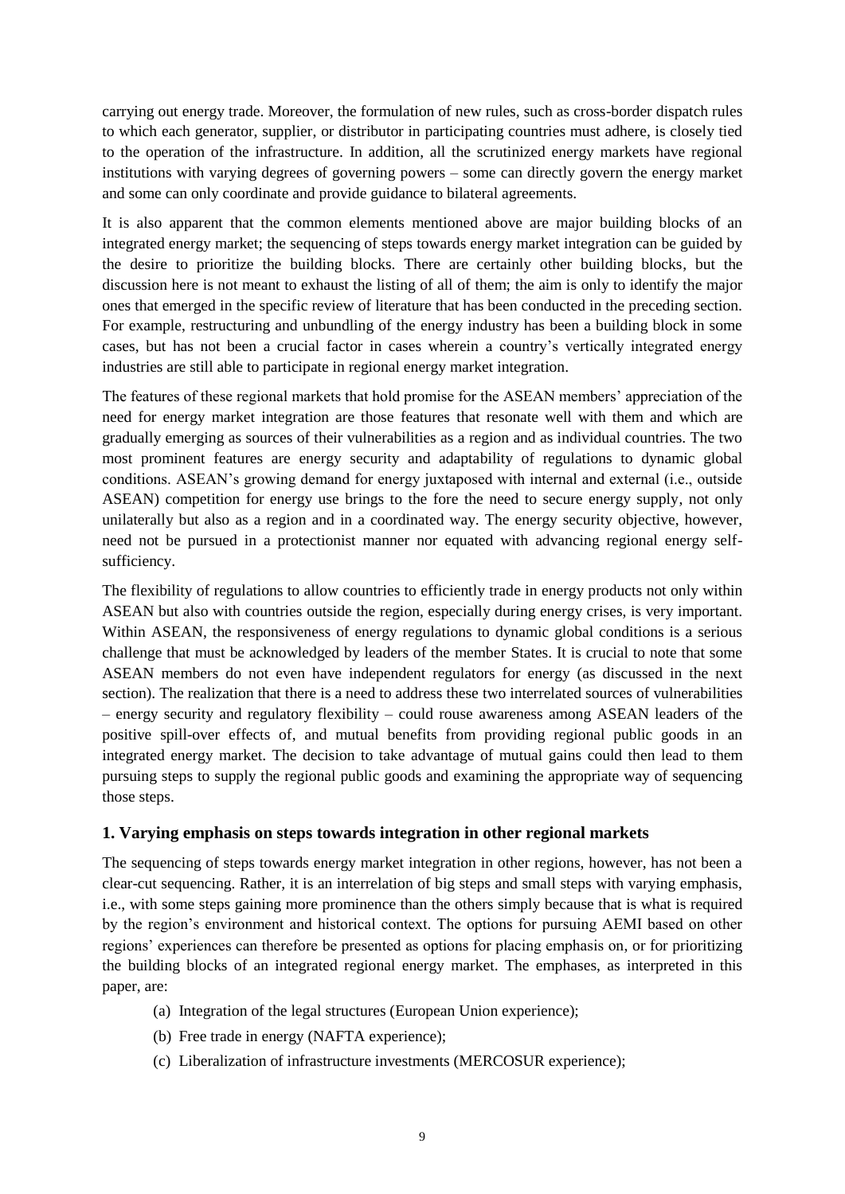carrying out energy trade. Moreover, the formulation of new rules, such as cross-border dispatch rules to which each generator, supplier, or distributor in participating countries must adhere, is closely tied to the operation of the infrastructure. In addition, all the scrutinized energy markets have regional institutions with varying degrees of governing powers – some can directly govern the energy market and some can only coordinate and provide guidance to bilateral agreements.

It is also apparent that the common elements mentioned above are major building blocks of an integrated energy market; the sequencing of steps towards energy market integration can be guided by the desire to prioritize the building blocks. There are certainly other building blocks, but the discussion here is not meant to exhaust the listing of all of them; the aim is only to identify the major ones that emerged in the specific review of literature that has been conducted in the preceding section. For example, restructuring and unbundling of the energy industry has been a building block in some cases, but has not been a crucial factor in cases wherein a country's vertically integrated energy industries are still able to participate in regional energy market integration.

The features of these regional markets that hold promise for the ASEAN members' appreciation of the need for energy market integration are those features that resonate well with them and which are gradually emerging as sources of their vulnerabilities as a region and as individual countries. The two most prominent features are energy security and adaptability of regulations to dynamic global conditions. ASEAN's growing demand for energy juxtaposed with internal and external (i.e., outside ASEAN) competition for energy use brings to the fore the need to secure energy supply, not only unilaterally but also as a region and in a coordinated way. The energy security objective, however, need not be pursued in a protectionist manner nor equated with advancing regional energy self-sufficiency.

The flexibility of regulations to allow countries to efficiently trade in energy products not only within ASEAN but also with countries outside the region, especially during energy crises, is very important. Within ASEAN, the responsiveness of energy regulations to dynamic global conditions is a serious challenge that must be acknowledged by leaders of the member States. It is crucial to note that some ASEAN members do not even have independent regulators for energy (as discussed in the next section). The realization that there is a need to address these two interrelated sources of vulnerabilities – energy security and regulatory flexibility – could rouse awareness among ASEAN leaders of the positive spill-over effects of, and mutual benefits from providing regional public goods in an integrated energy market. The decision to take advantage of mutual gains could then lead to them pursuing steps to supply the regional public goods and examining the appropriate way of sequencing those steps.

### 1. Varying emphasis on steps towards integration in other regional markets

The sequencing of steps towards energy market integration in other regions, however, has not been a clear-cut sequencing. Rather, it is an interrelation of big steps and small steps with varying emphasis, i.e., with some steps gaining more prominence than the others simply because that is what is required by the region's environment and historical context. The options for pursuing AEMI based on other regions' experiences can therefore be presented as options for placing emphasis on, or for prioritizing the building blocks of an integrated regional energy market. The emphases, as interpreted in this paper, are:

(a) Integration of the legal structures (European Union experience);

(b) Free trade in energy (NAFTA experience);

(c) Liberalization of infrastructure investments (MERCOSUR experience);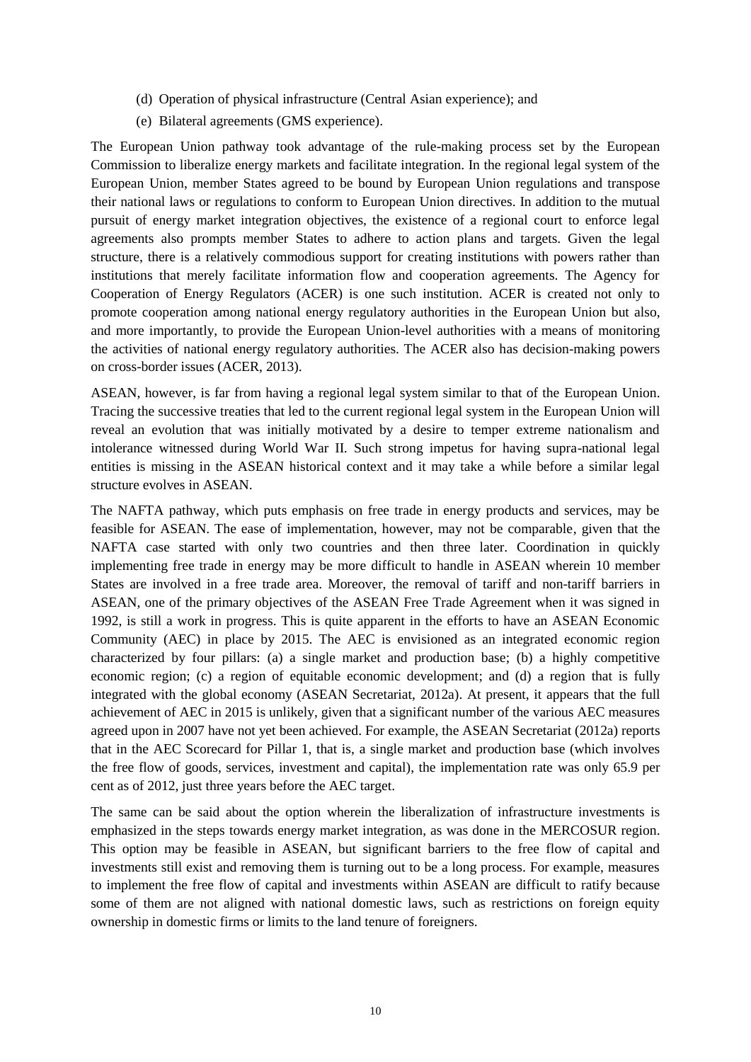(d) Operation of physical infrastructure (Central Asian experience); and

(e) Bilateral agreements (GMS experience).

The European Union pathway took advantage of the rule-making process set by the European Commission to liberalize energy markets and facilitate integration. In the regional legal system of the European Union, member States agreed to be bound by European Union regulations and transpose their national laws or regulations to conform to European Union directives. In addition to the mutual pursuit of energy market integration objectives, the existence of a regional court to enforce legal agreements also prompts member States to adhere to action plans and targets. Given the legal structure, there is a relatively commodious support for creating institutions with powers rather than institutions that merely facilitate information flow and cooperation agreements. The Agency for Cooperation of Energy Regulators (ACER) is one such institution. ACER is created not only to promote cooperation among national energy regulatory authorities in the European Union but also, and more importantly, to provide the European Union-level authorities with a means of monitoring the activities of national energy regulatory authorities. The ACER also has decision-making powers on cross-border issues (ACER, 2013).

ASEAN, however, is far from having a regional legal system similar to that of the European Union. Tracing the successive treaties that led to the current regional legal system in the European Union will reveal an evolution that was initially motivated by a desire to temper extreme nationalism and intolerance witnessed during World War II. Such strong impetus for having supra-national legal entities is missing in the ASEAN historical context and it may take a while before a similar legal structure evolves in ASEAN.

The NAFTA pathway, which puts emphasis on free trade in energy products and services, may be feasible for ASEAN. The ease of implementation, however, may not be comparable, given that the NAFTA case started with only two countries and then three later. Coordination in quickly implementing free trade in energy may be more difficult to handle in ASEAN wherein 10 member States are involved in a free trade area. Moreover, the removal of tariff and non-tariff barriers in ASEAN, one of the primary objectives of the ASEAN Free Trade Agreement when it was signed in 1992, is still a work in progress. This is quite apparent in the efforts to have an ASEAN Economic Community (AEC) in place by 2015. The AEC is envisioned as an integrated economic region characterized by four pillars: (a) a single market and production base; (b) a highly competitive economic region; (c) a region of equitable economic development; and (d) a region that is fully integrated with the global economy (ASEAN Secretariat, 2012a). At present, it appears that the full achievement of AEC in 2015 is unlikely, given that a significant number of the various AEC measures agreed upon in 2007 have not yet been achieved. For example, the ASEAN Secretariat (2012a) reports that in the AEC Scorecard for Pillar 1, that is, a single market and production base (which involves the free flow of goods, services, investment and capital), the implementation rate was only 65.9 per cent as of 2012, just three years before the AEC target.

The same can be said about the option wherein the liberalization of infrastructure investments is emphasized in the steps towards energy market integration, as was done in the MERCOSUR region. This option may be feasible in ASEAN, but significant barriers to the free flow of capital and investments still exist and removing them is turning out to be a long process. For example, measures to implement the free flow of capital and investments within ASEAN are difficult to ratify because some of them are not aligned with national domestic laws, such as restrictions on foreign equity ownership in domestic firms or limits to the land tenure of foreigners.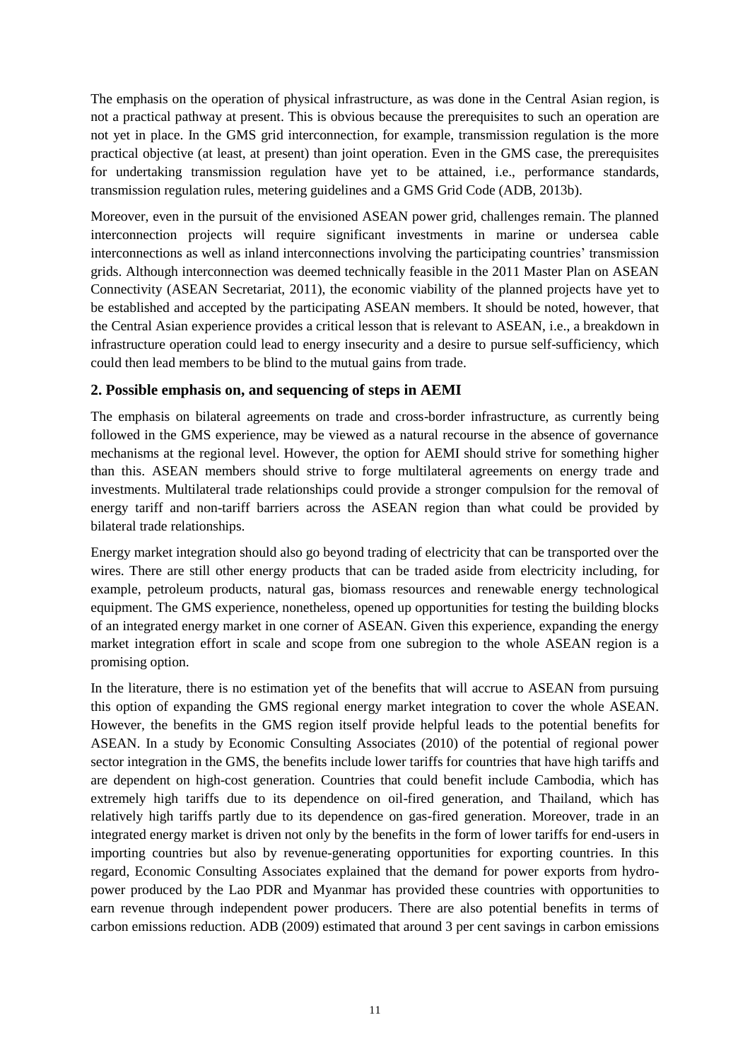The emphasis on the operation of physical infrastructure, as was done in the Central Asian region, is not a practical pathway at present. This is obvious because the prerequisites to such an operation are not yet in place. In the GMS grid interconnection, for example, transmission regulation is the more practical objective (at least, at present) than joint operation. Even in the GMS case, the prerequisites for undertaking transmission regulation have yet to be attained, i.e., performance standards, transmission regulation rules, metering guidelines and a GMS Grid Code (ADB, 2013b).

Moreover, even in the pursuit of the envisioned ASEAN power grid, challenges remain. The planned interconnection projects will require significant investments in marine or undersea cable interconnections as well as inland interconnections involving the participating countries' transmission grids. Although interconnection was deemed technically feasible in the 2011 Master Plan on ASEAN Connectivity (ASEAN Secretariat, 2011), the economic viability of the planned projects have yet to be established and accepted by the participating ASEAN members. It should be noted, however, that the Central Asian experience provides a critical lesson that is relevant to ASEAN, i.e., a breakdown in infrastructure operation could lead to energy insecurity and a desire to pursue self-sufficiency, which could then lead members to be blind to the mutual gains from trade.

## 2. Possible emphasis on, and sequencing of steps in AEMI

The emphasis on bilateral agreements on trade and cross-border infrastructure, as currently being followed in the GMS experience, may be viewed as a natural recourse in the absence of governance mechanisms at the regional level. However, the option for AEMI should strive for something higher than this. ASEAN members should strive to forge multilateral agreements on energy trade and investments. Multilateral trade relationships could provide a stronger compulsion for the removal of energy tariff and non-tariff barriers across the ASEAN region than what could be provided by bilateral trade relationships.

Energy market integration should also go beyond trading of electricity that can be transported over the wires. There are still other energy products that can be traded aside from electricity including, for example, petroleum products, natural gas, biomass resources and renewable energy technological equipment. The GMS experience, nonetheless, opened up opportunities for testing the building blocks of an integrated energy market in one corner of ASEAN. Given this experience, expanding the energy market integration effort in scale and scope from one subregion to the whole ASEAN region is a promising option.

In the literature, there is no estimation yet of the benefits that will accrue to ASEAN from pursuing this option of expanding the GMS regional energy market integration to cover the whole ASEAN. However, the benefits in the GMS region itself provide helpful leads to the potential benefits for ASEAN. In a study by Economic Consulting Associates (2010) of the potential of regional power sector integration in the GMS, the benefits include lower tariffs for countries that have high tariffs and are dependent on high-cost generation. Countries that could benefit include Cambodia, which has extremely high tariffs due to its dependence on oil-fired generation, and Thailand, which has relatively high tariffs partly due to its dependence on gas-fired generation. Moreover, trade in an integrated energy market is driven not only by the benefits in the form of lower tariffs for end-users in importing countries but also by revenue-generating opportunities for exporting countries. In this regard, Economic Consulting Associates explained that the demand for power exports from hydro-power produced by the Lao PDR and Myanmar has provided these countries with opportunities to earn revenue through independent power producers. There are also potential benefits in terms of carbon emissions reduction. ADB (2009) estimated that around 3 per cent savings in carbon emissions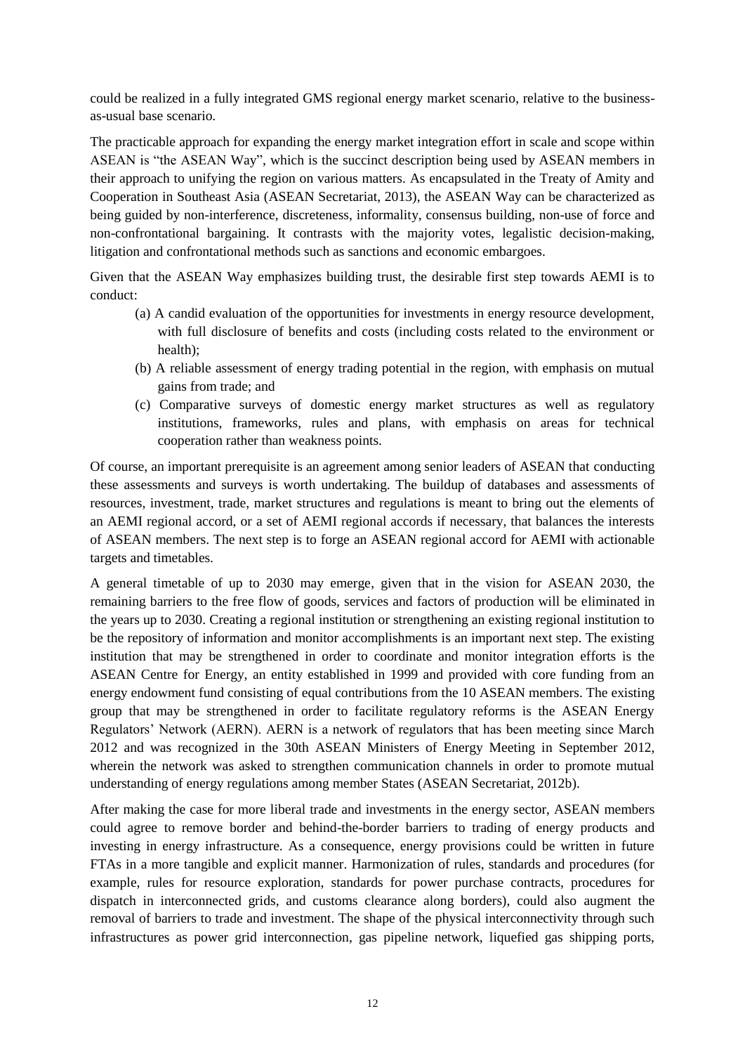could be realized in a fully integrated GMS regional energy market scenario, relative to the business-as-usual base scenario.

The practicable approach for expanding the energy market integration effort in scale and scope within ASEAN is "the ASEAN Way", which is the succinct description being used by ASEAN members in their approach to unifying the region on various matters. As encapsulated in the Treaty of Amity and Cooperation in Southeast Asia (ASEAN Secretariat, 2013), the ASEAN Way can be characterized as being guided by non-interference, discreteness, informality, consensus building, non-use of force and non-confrontational bargaining. It contrasts with the majority votes, legalistic decision-making, litigation and confrontational methods such as sanctions and economic embargoes.

Given that the ASEAN Way emphasizes building trust, the desirable first step towards AEMI is to conduct:

(a) A candid evaluation of the opportunities for investments in energy resource development, with full disclosure of benefits and costs (including costs related to the environment or health);

(b) A reliable assessment of energy trading potential in the region, with emphasis on mutual gains from trade; and

(c) Comparative surveys of domestic energy market structures as well as regulatory institutions, frameworks, rules and plans, with emphasis on areas for technical cooperation rather than weakness points.

Of course, an important prerequisite is an agreement among senior leaders of ASEAN that conducting these assessments and surveys is worth undertaking. The buildup of databases and assessments of resources, investment, trade, market structures and regulations is meant to bring out the elements of an AEMI regional accord, or a set of AEMI regional accords if necessary, that balances the interests of ASEAN members. The next step is to forge an ASEAN regional accord for AEMI with actionable targets and timetables.

A general timetable of up to 2030 may emerge, given that in the vision for ASEAN 2030, the remaining barriers to the free flow of goods, services and factors of production will be eliminated in the years up to 2030. Creating a regional institution or strengthening an existing regional institution to be the repository of information and monitor accomplishments is an important next step. The existing institution that may be strengthened in order to coordinate and monitor integration efforts is the ASEAN Centre for Energy, an entity established in 1999 and provided with core funding from an energy endowment fund consisting of equal contributions from the 10 ASEAN members. The existing group that may be strengthened in order to facilitate regulatory reforms is the ASEAN Energy Regulators' Network (AERN). AERN is a network of regulators that has been meeting since March 2012 and was recognized in the 30th ASEAN Ministers of Energy Meeting in September 2012, wherein the network was asked to strengthen communication channels in order to promote mutual understanding of energy regulations among member States (ASEAN Secretariat, 2012b).

After making the case for more liberal trade and investments in the energy sector, ASEAN members could agree to remove border and behind-the-border barriers to trading of energy products and investing in energy infrastructure. As a consequence, energy provisions could be written in future FTAs in a more tangible and explicit manner. Harmonization of rules, standards and procedures (for example, rules for resource exploration, standards for power purchase contracts, procedures for dispatch in interconnected grids, and customs clearance along borders), could also augment the removal of barriers to trade and investment. The shape of the physical interconnectivity through such infrastructures as power grid interconnection, gas pipeline network, liquefied gas shipping ports,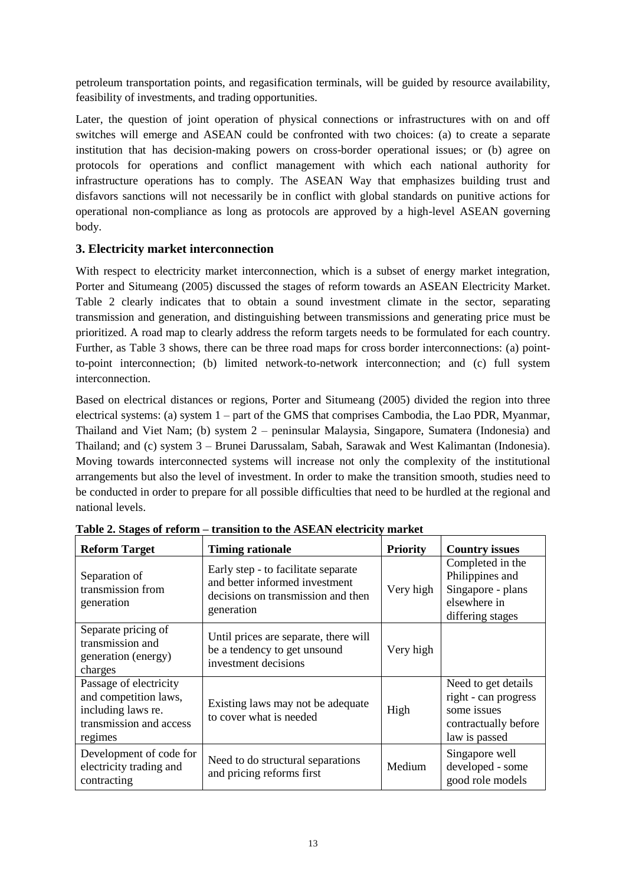petroleum transportation points, and regasification terminals, will be guided by resource availability, feasibility of investments, and trading opportunities.

Later, the question of joint operation of physical connections or infrastructures with on and off switches will emerge and ASEAN could be confronted with two choices: (a) to create a separate institution that has decision-making powers on cross-border operational issues; or (b) agree on protocols for operations and conflict management with which each national authority for infrastructure operations has to comply. The ASEAN Way that emphasizes building trust and disfavors sanctions will not necessarily be in conflict with global standards on punitive actions for operational non-compliance as long as protocols are approved by a high-level ASEAN governing body.

### 3. Electricity market interconnection

With respect to electricity market interconnection, which is a subset of energy market integration, Porter and Situmeang (2005) discussed the stages of reform towards an ASEAN Electricity Market. Table 2 clearly indicates that to obtain a sound investment climate in the sector, separating transmission and generation, and distinguishing between transmissions and generating price must be prioritized. A road map to clearly address the reform targets needs to be formulated for each country. Further, as Table 3 shows, there can be three road maps for cross border interconnections: (a) point-to-point interconnection; (b) limited network-to-network interconnection; and (c) full system interconnection.

Based on electrical distances or regions, Porter and Situmeang (2005) divided the region into three electrical systems: (a) system 1 – part of the GMS that comprises Cambodia, the Lao PDR, Myanmar, Thailand and Viet Nam; (b) system 2 – peninsular Malaysia, Singapore, Sumatera (Indonesia) and Thailand; and (c) system 3 – Brunei Darussalam, Sabah, Sarawak and West Kalimantan (Indonesia). Moving towards interconnected systems will increase not only the complexity of the institutional arrangements but also the level of investment. In order to make the transition smooth, studies need to be conducted in order to prepare for all possible difficulties that need to be hurdled at the regional and national levels.

**Table 2. Stages of reform – transition to the ASEAN electricity market**

| Reform Target | Timing rationale | Priority | Country issues |
|---|---|---|---|
| Separation of transmission from generation | Early step - to facilitate separate and better informed investment decisions on transmission and then generation | Very high | Completed in the Philippines and Singapore - plans elsewhere in differing stages |
| Separate pricing of transmission and generation (energy) charges | Until prices are separate, there will be a tendency to get unsound investment decisions | Very high | |
| Passage of electricity and competition laws, including laws re. transmission and access regimes | Existing laws may not be adequate to cover what is needed | High | Need to get details right - can progress some issues contractually before law is passed |
| Development of code for electricity trading and contracting | Need to do structural separations and pricing reforms first | Medium | Singapore well developed - some good role models |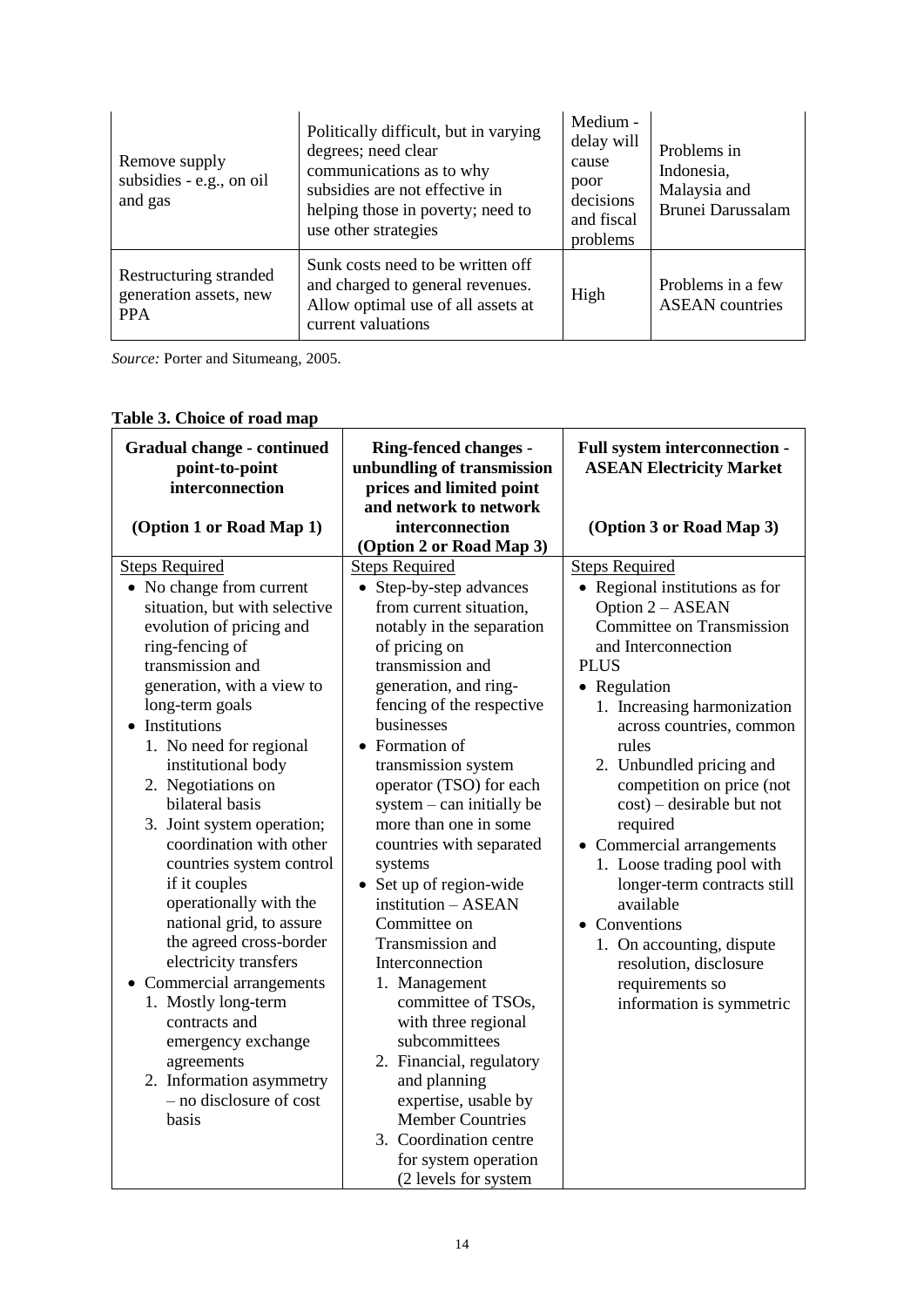| Remove supply subsidies - e.g., on oil and gas | Politically difficult, but in varying degrees; need clear communications as to why subsidies are not effective in helping those in poverty; need to use other strategies | Medium - delay will cause poor decisions and fiscal problems | Problems in Indonesia, Malaysia and Brunei Darussalam |
|---|---|---|---|
| Restructuring stranded generation assets, new PPA | Sunk costs need to be written off and charged to general revenues. Allow optimal use of all assets at current valuations | High | Problems in a few ASEAN countries |

*Source:* Porter and Situmeang, 2005.

**Table 3. Choice of road map**

| **Gradual change - continued point-to-point interconnection**<br><br>**(Option 1 or Road Map 1)** | **Ring-fenced changes - unbundling of transmission prices and limited point and network to network interconnection (Option 2 or Road Map 3)** | **Full system interconnection - ASEAN Electricity Market**<br><br>**(Option 3 or Road Map 3)** |
|---|---|---|
| Steps Required<br>• No change from current situation, but with selective evolution of pricing and ring-fencing of transmission and generation, with a view to long-term goals<br>• Institutions<br>1. No need for regional institutional body<br>2. Negotiations on bilateral basis<br>3. Joint system operation; coordination with other countries system control if it couples operationally with the national grid, to assure the agreed cross-border electricity transfers<br>• Commercial arrangements<br>1. Mostly long-term contracts and emergency exchange agreements<br>2. Information asymmetry – no disclosure of cost basis | Steps Required<br>• Step-by-step advances from current situation, notably in the separation of pricing on transmission and generation, and ring-fencing of the respective businesses<br>• Formation of transmission system operator (TSO) for each system – can initially be more than one in some countries with separated systems<br>• Set up of region-wide institution – ASEAN Committee on Transmission and Interconnection<br>1. Management committee of TSOs, with three regional subcommittees<br>2. Financial, regulatory and planning expertise, usable by Member Countries<br>3. Coordination centre for system operation (2 levels for system | Steps Required<br>• Regional institutions as for Option 2 – ASEAN Committee on Transmission and Interconnection<br>PLUS<br>• Regulation<br>1. Increasing harmonization across countries, common rules<br>2. Unbundled pricing and competition on price (not cost) – desirable but not required<br>• Commercial arrangements<br>1. Loose trading pool with longer-term contracts still available<br>• Conventions<br>1. On accounting, dispute resolution, disclosure requirements so information is symmetric |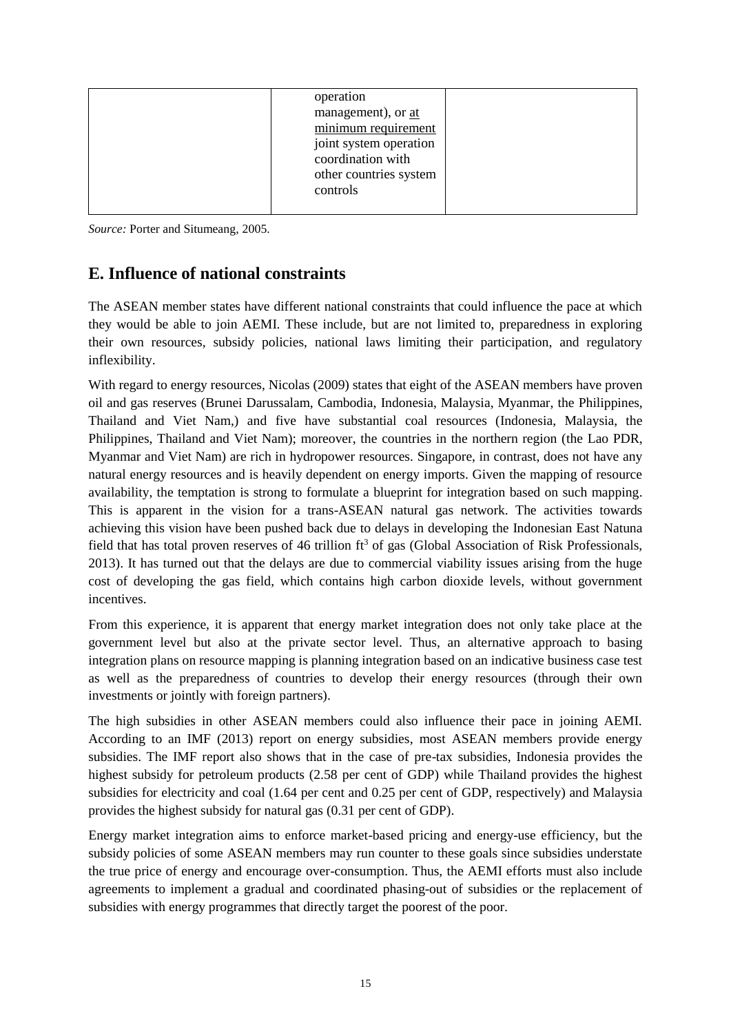|  | operation management), or at minimum requirement joint system operation coordination with other countries system controls |  |
|---|---|---|

*Source:* Porter and Situmeang, 2005.

## E. Influence of national constraints

The ASEAN member states have different national constraints that could influence the pace at which they would be able to join AEMI. These include, but are not limited to, preparedness in exploring their own resources, subsidy policies, national laws limiting their participation, and regulatory inflexibility.

With regard to energy resources, Nicolas (2009) states that eight of the ASEAN members have proven oil and gas reserves (Brunei Darussalam, Cambodia, Indonesia, Malaysia, Myanmar, the Philippines, Thailand and Viet Nam,) and five have substantial coal resources (Indonesia, Malaysia, the Philippines, Thailand and Viet Nam); moreover, the countries in the northern region (the Lao PDR, Myanmar and Viet Nam) are rich in hydropower resources. Singapore, in contrast, does not have any natural energy resources and is heavily dependent on energy imports. Given the mapping of resource availability, the temptation is strong to formulate a blueprint for integration based on such mapping. This is apparent in the vision for a trans-ASEAN natural gas network. The activities towards achieving this vision have been pushed back due to delays in developing the Indonesian East Natuna field that has total proven reserves of 46 trillion $ft^3$ of gas (Global Association of Risk Professionals, 2013). It has turned out that the delays are due to commercial viability issues arising from the huge cost of developing the gas field, which contains high carbon dioxide levels, without government incentives.

From this experience, it is apparent that energy market integration does not only take place at the government level but also at the private sector level. Thus, an alternative approach to basing integration plans on resource mapping is planning integration based on an indicative business case test as well as the preparedness of countries to develop their energy resources (through their own investments or jointly with foreign partners).

The high subsidies in other ASEAN members could also influence their pace in joining AEMI. According to an IMF (2013) report on energy subsidies, most ASEAN members provide energy subsidies. The IMF report also shows that in the case of pre-tax subsidies, Indonesia provides the highest subsidy for petroleum products (2.58 per cent of GDP) while Thailand provides the highest subsidies for electricity and coal (1.64 per cent and 0.25 per cent of GDP, respectively) and Malaysia provides the highest subsidy for natural gas (0.31 per cent of GDP).

Energy market integration aims to enforce market-based pricing and energy-use efficiency, but the subsidy policies of some ASEAN members may run counter to these goals since subsidies understate the true price of energy and encourage over-consumption. Thus, the AEMI efforts must also include agreements to implement a gradual and coordinated phasing-out of subsidies or the replacement of subsidies with energy programmes that directly target the poorest of the poor.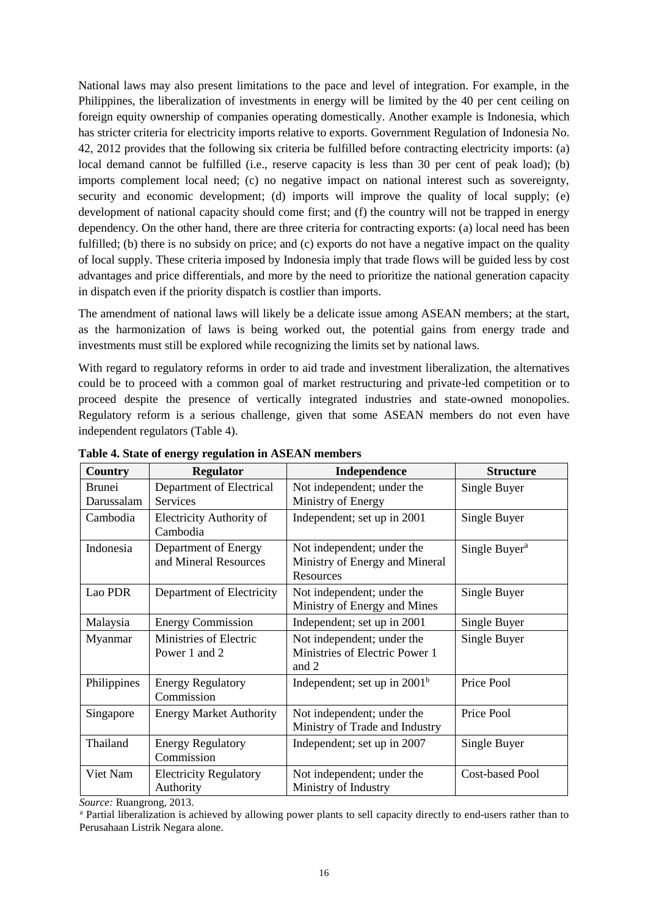National laws may also present limitations to the pace and level of integration. For example, in the Philippines, the liberalization of investments in energy will be limited by the 40 per cent ceiling on foreign equity ownership of companies operating domestically. Another example is Indonesia, which has stricter criteria for electricity imports relative to exports. Government Regulation of Indonesia No. 42, 2012 provides that the following six criteria be fulfilled before contracting electricity imports: (a) local demand cannot be fulfilled (i.e., reserve capacity is less than 30 per cent of peak load); (b) imports complement local need; (c) no negative impact on national interest such as sovereignty, security and economic development; (d) imports will improve the quality of local supply; (e) development of national capacity should come first; and (f) the country will not be trapped in energy dependency. On the other hand, there are three criteria for contracting exports: (a) local need has been fulfilled; (b) there is no subsidy on price; and (c) exports do not have a negative impact on the quality of local supply. These criteria imposed by Indonesia imply that trade flows will be guided less by cost advantages and price differentials, and more by the need to prioritize the national generation capacity in dispatch even if the priority dispatch is costlier than imports.

The amendment of national laws will likely be a delicate issue among ASEAN members; at the start, as the harmonization of laws is being worked out, the potential gains from energy trade and investments must still be explored while recognizing the limits set by national laws.

With regard to regulatory reforms in order to aid trade and investment liberalization, the alternatives could be to proceed with a common goal of market restructuring and private-led competition or to proceed despite the presence of vertically integrated industries and state-owned monopolies. Regulatory reform is a serious challenge, given that some ASEAN members do not even have independent regulators (Table 4).

**Table 4. State of energy regulation in ASEAN members**

| Country | Regulator | Independence | Structure |
|---|---|---|---|
| Brunei Darussalam | Department of Electrical Services | Not independent; under the Ministry of Energy | Single Buyer |
| Cambodia | Electricity Authority of Cambodia | Independent; set up in 2001 | Single Buyer |
| Indonesia | Department of Energy and Mineral Resources | Not independent; under the Ministry of Energy and Mineral Resources | Single Buyer[a] |
| Lao PDR | Department of Electricity | Not independent; under the Ministry of Energy and Mines | Single Buyer |
| Malaysia | Energy Commission | Independent; set up in 2001 | Single Buyer |
| Myanmar | Ministries of Electric Power 1 and 2 | Not independent; under the Ministries of Electric Power 1 and 2 | Single Buyer |
| Philippines | Energy Regulatory Commission | Independent; set up in 2001[b] | Price Pool |
| Singapore | Energy Market Authority | Not independent; under the Ministry of Trade and Industry | Price Pool |
| Thailand | Energy Regulatory Commission | Independent; set up in 2007 | Single Buyer |
| Viet Nam | Electricity Regulatory Authority | Not independent; under the Ministry of Industry | Cost-based Pool |

*Source:* Ruangrong, 2013.

[a] Partial liberalization is achieved by allowing power plants to sell capacity directly to end-users rather than to Perusahaan Listrik Negara alone.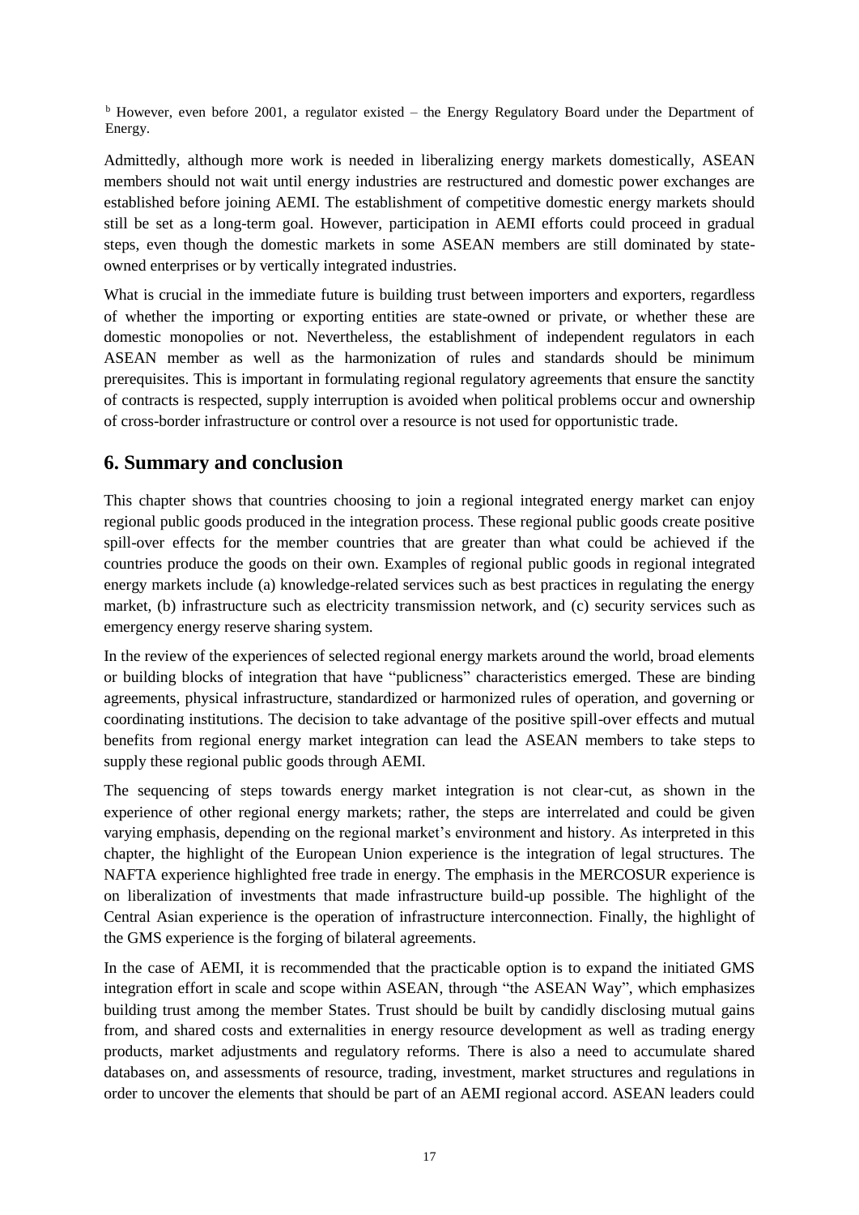[b] However, even before 2001, a regulator existed – the Energy Regulatory Board under the Department of Energy.

Admittedly, although more work is needed in liberalizing energy markets domestically, ASEAN members should not wait until energy industries are restructured and domestic power exchanges are established before joining AEMI. The establishment of competitive domestic energy markets should still be set as a long-term goal. However, participation in AEMI efforts could proceed in gradual steps, even though the domestic markets in some ASEAN members are still dominated by state-owned enterprises or by vertically integrated industries.

What is crucial in the immediate future is building trust between importers and exporters, regardless of whether the importing or exporting entities are state-owned or private, or whether these are domestic monopolies or not. Nevertheless, the establishment of independent regulators in each ASEAN member as well as the harmonization of rules and standards should be minimum prerequisites. This is important in formulating regional regulatory agreements that ensure the sanctity of contracts is respected, supply interruption is avoided when political problems occur and ownership of cross-border infrastructure or control over a resource is not used for opportunistic trade.

## 6. Summary and conclusion

This chapter shows that countries choosing to join a regional integrated energy market can enjoy regional public goods produced in the integration process. These regional public goods create positive spill-over effects for the member countries that are greater than what could be achieved if the countries produce the goods on their own. Examples of regional public goods in regional integrated energy markets include (a) knowledge-related services such as best practices in regulating the energy market, (b) infrastructure such as electricity transmission network, and (c) security services such as emergency energy reserve sharing system.

In the review of the experiences of selected regional energy markets around the world, broad elements or building blocks of integration that have "publicness" characteristics emerged. These are binding agreements, physical infrastructure, standardized or harmonized rules of operation, and governing or coordinating institutions. The decision to take advantage of the positive spill-over effects and mutual benefits from regional energy market integration can lead the ASEAN members to take steps to supply these regional public goods through AEMI.

The sequencing of steps towards energy market integration is not clear-cut, as shown in the experience of other regional energy markets; rather, the steps are interrelated and could be given varying emphasis, depending on the regional market's environment and history. As interpreted in this chapter, the highlight of the European Union experience is the integration of legal structures. The NAFTA experience highlighted free trade in energy. The emphasis in the MERCOSUR experience is on liberalization of investments that made infrastructure build-up possible. The highlight of the Central Asian experience is the operation of infrastructure interconnection. Finally, the highlight of the GMS experience is the forging of bilateral agreements.

In the case of AEMI, it is recommended that the practicable option is to expand the initiated GMS integration effort in scale and scope within ASEAN, through "the ASEAN Way", which emphasizes building trust among the member States. Trust should be built by candidly disclosing mutual gains from, and shared costs and externalities in energy resource development as well as trading energy products, market adjustments and regulatory reforms. There is also a need to accumulate shared databases on, and assessments of resource, trading, investment, market structures and regulations in order to uncover the elements that should be part of an AEMI regional accord. ASEAN leaders could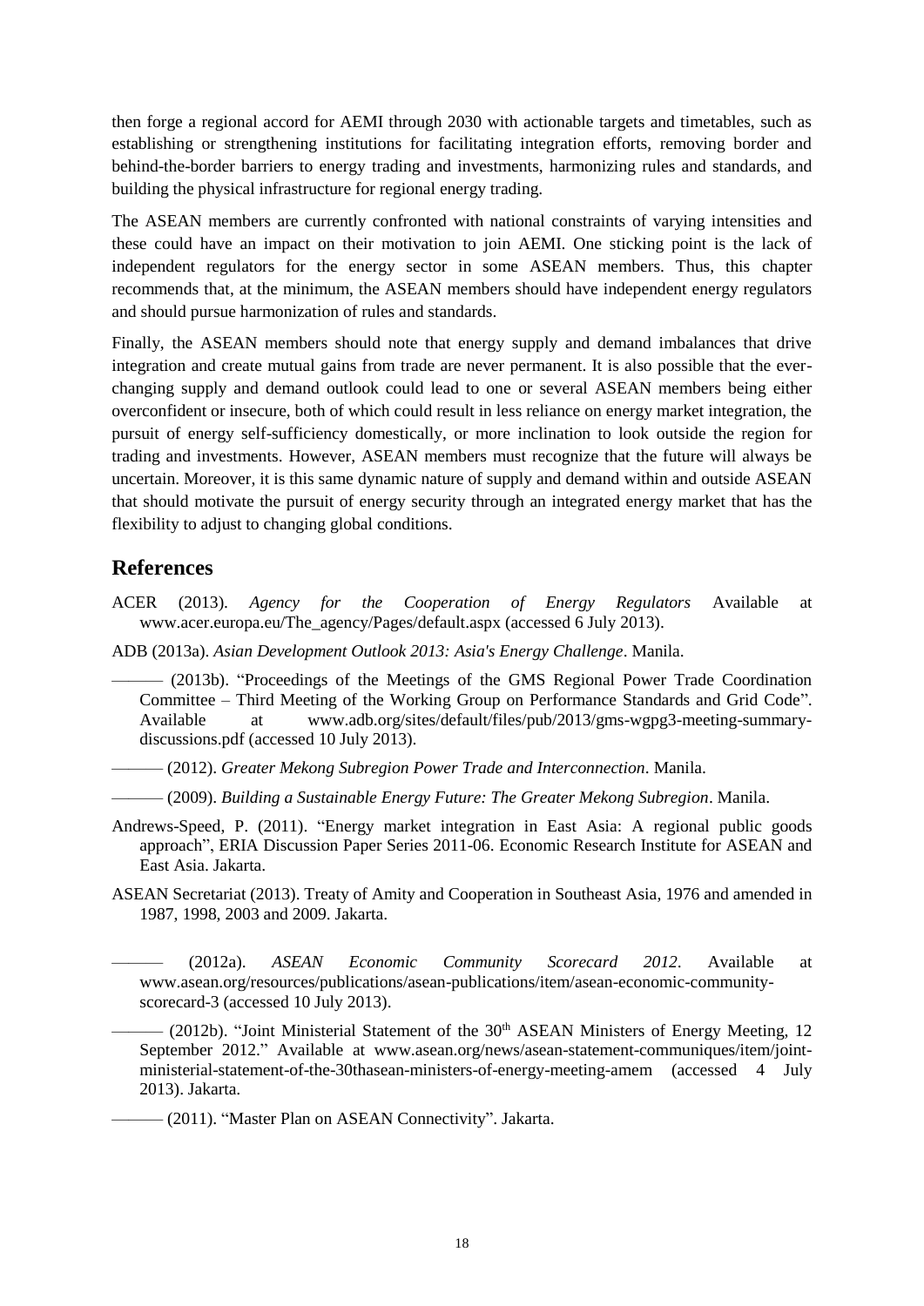then forge a regional accord for AEMI through 2030 with actionable targets and timetables, such as establishing or strengthening institutions for facilitating integration efforts, removing border and behind-the-border barriers to energy trading and investments, harmonizing rules and standards, and building the physical infrastructure for regional energy trading.

The ASEAN members are currently confronted with national constraints of varying intensities and these could have an impact on their motivation to join AEMI. One sticking point is the lack of independent regulators for the energy sector in some ASEAN members. Thus, this chapter recommends that, at the minimum, the ASEAN members should have independent energy regulators and should pursue harmonization of rules and standards.

Finally, the ASEAN members should note that energy supply and demand imbalances that drive integration and create mutual gains from trade are never permanent. It is also possible that the ever-changing supply and demand outlook could lead to one or several ASEAN members being either overconfident or insecure, both of which could result in less reliance on energy market integration, the pursuit of energy self-sufficiency domestically, or more inclination to look outside the region for trading and investments. However, ASEAN members must recognize that the future will always be uncertain. Moreover, it is this same dynamic nature of supply and demand within and outside ASEAN that should motivate the pursuit of energy security through an integrated energy market that has the flexibility to adjust to changing global conditions.

## References

ACER (2013). *Agency for the Cooperation of Energy Regulators* Available at www.acer.europa.eu/The_agency/Pages/default.aspx (accessed 6 July 2013).

ADB (2013a). *Asian Development Outlook 2013: Asia's Energy Challenge*. Manila.

——— (2013b). "Proceedings of the Meetings of the GMS Regional Power Trade Coordination Committee – Third Meeting of the Working Group on Performance Standards and Grid Code". Available at www.adb.org/sites/default/files/pub/2013/gms-wgpg3-meeting-summary-discussions.pdf (accessed 10 July 2013).

——— (2012). *Greater Mekong Subregion Power Trade and Interconnection*. Manila.

——— (2009). *Building a Sustainable Energy Future: The Greater Mekong Subregion*. Manila.

Andrews-Speed, P. (2011). "Energy market integration in East Asia: A regional public goods approach", ERIA Discussion Paper Series 2011-06. Economic Research Institute for ASEAN and East Asia. Jakarta.

ASEAN Secretariat (2013). Treaty of Amity and Cooperation in Southeast Asia, 1976 and amended in 1987, 1998, 2003 and 2009. Jakarta.

——— (2012a). *ASEAN Economic Community Scorecard 2012*. Available at www.asean.org/resources/publications/asean-publications/item/asean-economic-community-scorecard-3 (accessed 10 July 2013).

——— (2012b). "Joint Ministerial Statement of the 30th ASEAN Ministers of Energy Meeting, 12 September 2012." Available at www.asean.org/news/asean-statement-communiques/item/joint-ministerial-statement-of-the-30thasean-ministers-of-energy-meeting-amem (accessed 4 July 2013). Jakarta.

——— (2011). "Master Plan on ASEAN Connectivity". Jakarta.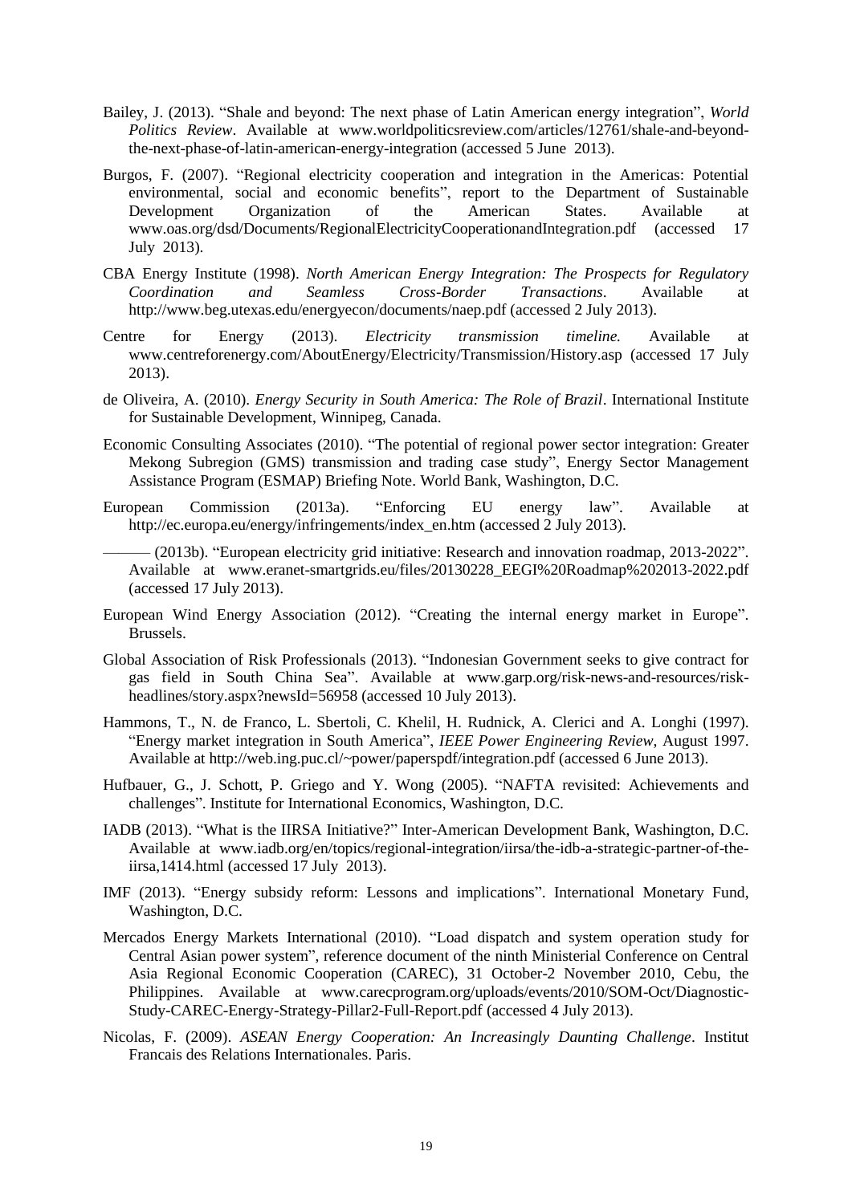Bailey, J. (2013). "Shale and beyond: The next phase of Latin American energy integration", *World Politics Review*. Available at www.worldpoliticsreview.com/articles/12761/shale-and-beyond-the-next-phase-of-latin-american-energy-integration (accessed 5 June 2013).

Burgos, F. (2007). "Regional electricity cooperation and integration in the Americas: Potential environmental, social and economic benefits", report to the Department of Sustainable Development Organization of the American States. Available at www.oas.org/dsd/Documents/RegionalElectricityCooperationandIntegration.pdf (accessed 17 July 2013).

CBA Energy Institute (1998). *North American Energy Integration: The Prospects for Regulatory Coordination and Seamless Cross-Border Transactions*. Available at http://www.beg.utexas.edu/energyecon/documents/naep.pdf (accessed 2 July 2013).

Centre for Energy (2013). *Electricity transmission timeline.* Available at www.centreforenergy.com/AboutEnergy/Electricity/Transmission/History.asp (accessed 17 July 2013).

de Oliveira, A. (2010). *Energy Security in South America: The Role of Brazil*. International Institute for Sustainable Development, Winnipeg, Canada.

Economic Consulting Associates (2010). "The potential of regional power sector integration: Greater Mekong Subregion (GMS) transmission and trading case study", Energy Sector Management Assistance Program (ESMAP) Briefing Note. World Bank, Washington, D.C.

European Commission (2013a). "Enforcing EU energy law". Available at http://ec.europa.eu/energy/infringements/index_en.htm (accessed 2 July 2013).

——— (2013b). "European electricity grid initiative: Research and innovation roadmap, 2013-2022". Available at www.eranet-smartgrids.eu/files/20130228_EEGI%20Roadmap%202013-2022.pdf (accessed 17 July 2013).

European Wind Energy Association (2012). "Creating the internal energy market in Europe". Brussels.

Global Association of Risk Professionals (2013). "Indonesian Government seeks to give contract for gas field in South China Sea". Available at www.garp.org/risk-news-and-resources/risk-headlines/story.aspx?newsId=56958 (accessed 10 July 2013).

Hammons, T., N. de Franco, L. Sbertoli, C. Khelil, H. Rudnick, A. Clerici and A. Longhi (1997). "Energy market integration in South America", *IEEE Power Engineering Review*, August 1997. Available at http://web.ing.puc.cl/~power/paperspdf/integration.pdf (accessed 6 June 2013).

Hufbauer, G., J. Schott, P. Griego and Y. Wong (2005). "NAFTA revisited: Achievements and challenges". Institute for International Economics, Washington, D.C.

IADB (2013). "What is the IIRSA Initiative?" Inter-American Development Bank, Washington, D.C. Available at www.iadb.org/en/topics/regional-integration/iirsa/the-idb-a-strategic-partner-of-the-iirsa,1414.html (accessed 17 July 2013).

IMF (2013). "Energy subsidy reform: Lessons and implications". International Monetary Fund, Washington, D.C.

Mercados Energy Markets International (2010). "Load dispatch and system operation study for Central Asian power system", reference document of the ninth Ministerial Conference on Central Asia Regional Economic Cooperation (CAREC), 31 October-2 November 2010, Cebu, the Philippines. Available at www.carecprogram.org/uploads/events/2010/SOM-Oct/Diagnostic-Study-CAREC-Energy-Strategy-Pillar2-Full-Report.pdf (accessed 4 July 2013).

Nicolas, F. (2009). *ASEAN Energy Cooperation: An Increasingly Daunting Challenge*. Institut Francais des Relations Internationales. Paris.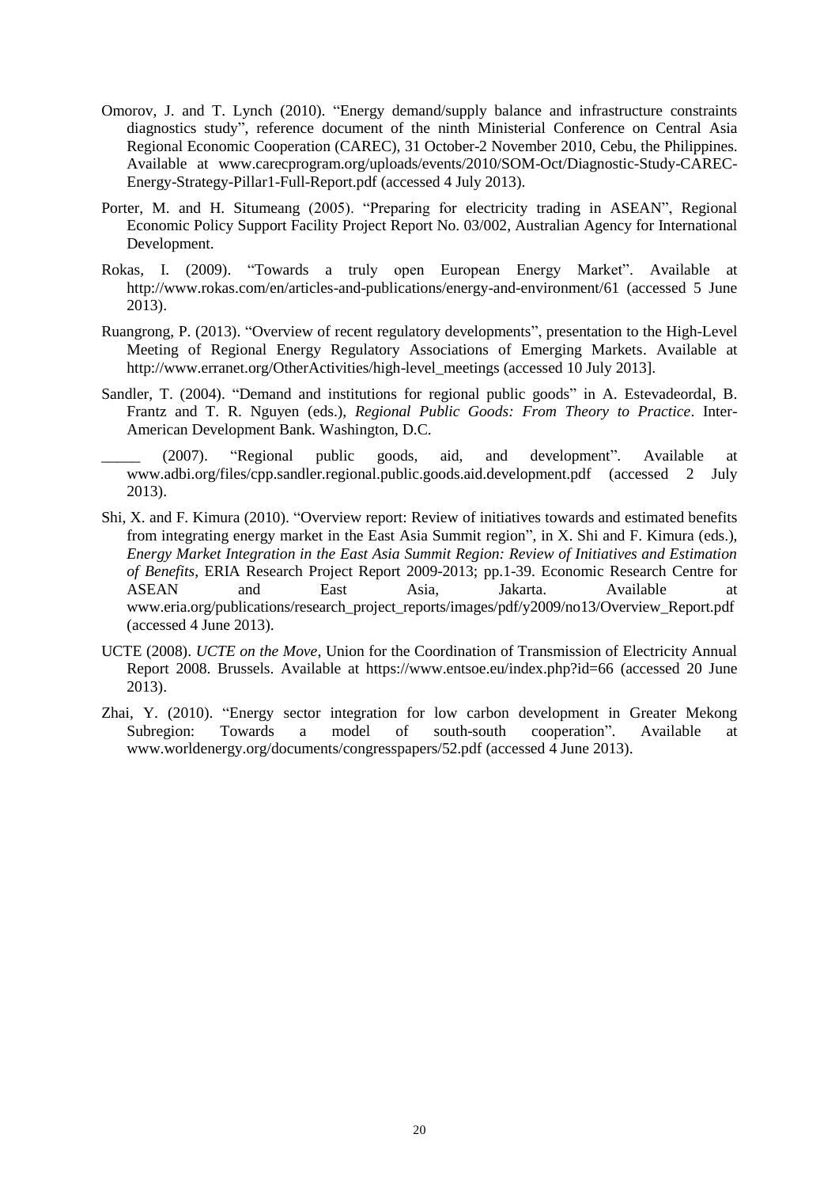Omorov, J. and T. Lynch (2010). "Energy demand/supply balance and infrastructure constraints diagnostics study", reference document of the ninth Ministerial Conference on Central Asia Regional Economic Cooperation (CAREC), 31 October-2 November 2010, Cebu, the Philippines. Available at www.carecprogram.org/uploads/events/2010/SOM-Oct/Diagnostic-Study-CAREC-Energy-Strategy-Pillar1-Full-Report.pdf (accessed 4 July 2013).

Porter, M. and H. Situmeang (2005). "Preparing for electricity trading in ASEAN", Regional Economic Policy Support Facility Project Report No. 03/002, Australian Agency for International Development.

Rokas, I. (2009). "Towards a truly open European Energy Market". Available at http://www.rokas.com/en/articles-and-publications/energy-and-environment/61 (accessed 5 June 2013).

Ruangrong, P. (2013). "Overview of recent regulatory developments", presentation to the High-Level Meeting of Regional Energy Regulatory Associations of Emerging Markets. Available at http://www.erranet.org/OtherActivities/high-level_meetings (accessed 10 July 2013].

Sandler, T. (2004). "Demand and institutions for regional public goods" in A. Estevadeordal, B. Frantz and T. R. Nguyen (eds.), *Regional Public Goods: From Theory to Practice*. Inter-American Development Bank. Washington, D.C.

_____ (2007). "Regional public goods, aid, and development". Available at www.adbi.org/files/cpp.sandler.regional.public.goods.aid.development.pdf (accessed 2 July 2013).

Shi, X. and F. Kimura (2010). "Overview report: Review of initiatives towards and estimated benefits from integrating energy market in the East Asia Summit region", in X. Shi and F. Kimura (eds.), *Energy Market Integration in the East Asia Summit Region: Review of Initiatives and Estimation of Benefits*, ERIA Research Project Report 2009-2013; pp.1-39. Economic Research Centre for ASEAN and East Asia, Jakarta. Available at www.eria.org/publications/research_project_reports/images/pdf/y2009/no13/Overview_Report.pdf (accessed 4 June 2013).

UCTE (2008). *UCTE on the Move*, Union for the Coordination of Transmission of Electricity Annual Report 2008. Brussels. Available at https://www.entsoe.eu/index.php?id=66 (accessed 20 June 2013).

Zhai, Y. (2010). "Energy sector integration for low carbon development in Greater Mekong Subregion: Towards a model of south-south cooperation". Available at www.worldenergy.org/documents/congresspapers/52.pdf (accessed 4 June 2013).